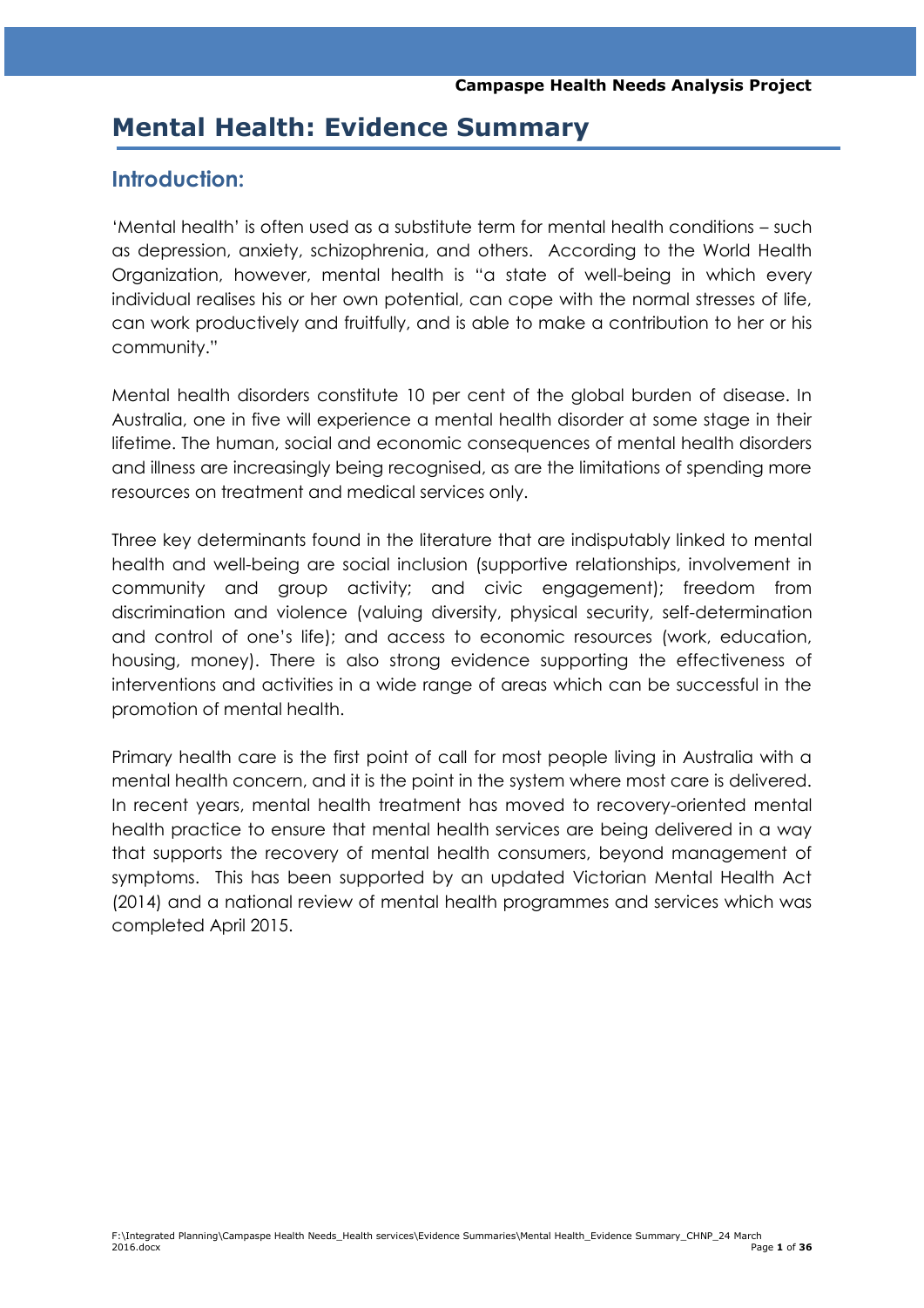# Mental Health: Evidence Summary

## Introduction:

'Mental health' is often used as a substitute term for mental health conditions – such as depression, anxiety, schizophrenia, and others. According to the World Health Organization, however, mental health is "a state of well-being in which every individual realises his or her own potential, can cope with the normal stresses of life, can work productively and fruitfully, and is able to make a contribution to her or his community."

Mental health disorders constitute 10 per cent of the global burden of disease. In Australia, one in five will experience a mental health disorder at some stage in their lifetime. The human, social and economic consequences of mental health disorders and illness are increasingly being recognised, as are the limitations of spending more resources on treatment and medical services only.

Three key determinants found in the literature that are indisputably linked to mental health and well-being are social inclusion (supportive relationships, involvement in community and group activity; and civic engagement); freedom from discrimination and violence (valuing diversity, physical security, self-determination and control of one's life); and access to economic resources (work, education, housing, money). There is also strong evidence supporting the effectiveness of interventions and activities in a wide range of areas which can be successful in the promotion of mental health.

Primary health care is the first point of call for most people living in Australia with a mental health concern, and it is the point in the system where most care is delivered. In recent years, mental health treatment has moved to recovery-oriented mental health practice to ensure that mental health services are being delivered in a way that supports the recovery of mental health consumers, beyond management of symptoms. This has been supported by an updated Victorian Mental Health Act (2014) and a national review of mental health programmes and services which was completed April 2015.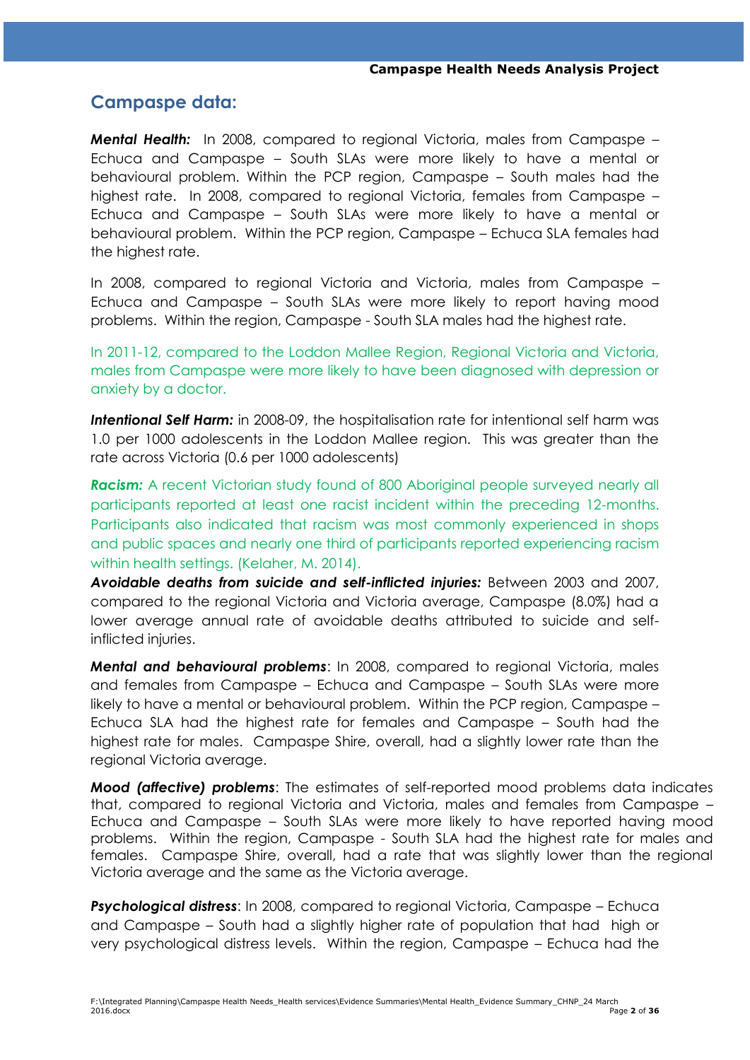## Campaspe data:

***Mental Health:*** In 2008, compared to regional Victoria, males from Campaspe – Echuca and Campaspe – South SLAs were more likely to have a mental or behavioural problem. Within the PCP region, Campaspe – South males had the highest rate. In 2008, compared to regional Victoria, females from Campaspe – Echuca and Campaspe – South SLAs were more likely to have a mental or behavioural problem. Within the PCP region, Campaspe – Echuca SLA females had the highest rate.

In 2008, compared to regional Victoria and Victoria, males from Campaspe – Echuca and Campaspe – South SLAs were more likely to report having mood problems. Within the region, Campaspe - South SLA males had the highest rate.

In 2011-12, compared to the Loddon Mallee Region, Regional Victoria and Victoria, males from Campaspe were more likely to have been diagnosed with depression or anxiety by a doctor.

***Intentional Self Harm:*** in 2008-09, the hospitalisation rate for intentional self harm was 1.0 per 1000 adolescents in the Loddon Mallee region. This was greater than the rate across Victoria (0.6 per 1000 adolescents)

***Racism:*** A recent Victorian study found of 800 Aboriginal people surveyed nearly all participants reported at least one racist incident within the preceding 12-months. Participants also indicated that racism was most commonly experienced in shops and public spaces and nearly one third of participants reported experiencing racism within health settings. (Kelaher, M. 2014).

***Avoidable deaths from suicide and self-inflicted injuries:*** Between 2003 and 2007, compared to the regional Victoria and Victoria average, Campaspe (8.0%) had a lower average annual rate of avoidable deaths attributed to suicide and self-inflicted injuries.

***Mental and behavioural problems***: In 2008, compared to regional Victoria, males and females from Campaspe – Echuca and Campaspe – South SLAs were more likely to have a mental or behavioural problem. Within the PCP region, Campaspe – Echuca SLA had the highest rate for females and Campaspe – South had the highest rate for males. Campaspe Shire, overall, had a slightly lower rate than the regional Victoria average.

***Mood (affective) problems***: The estimates of self-reported mood problems data indicates that, compared to regional Victoria and Victoria, males and females from Campaspe – Echuca and Campaspe – South SLAs were more likely to have reported having mood problems. Within the region, Campaspe - South SLA had the highest rate for males and females. Campaspe Shire, overall, had a rate that was slightly lower than the regional Victoria average and the same as the Victoria average.

***Psychological distress***: In 2008, compared to regional Victoria, Campaspe – Echuca and Campaspe – South had a slightly higher rate of population that had high or very psychological distress levels. Within the region, Campaspe – Echuca had the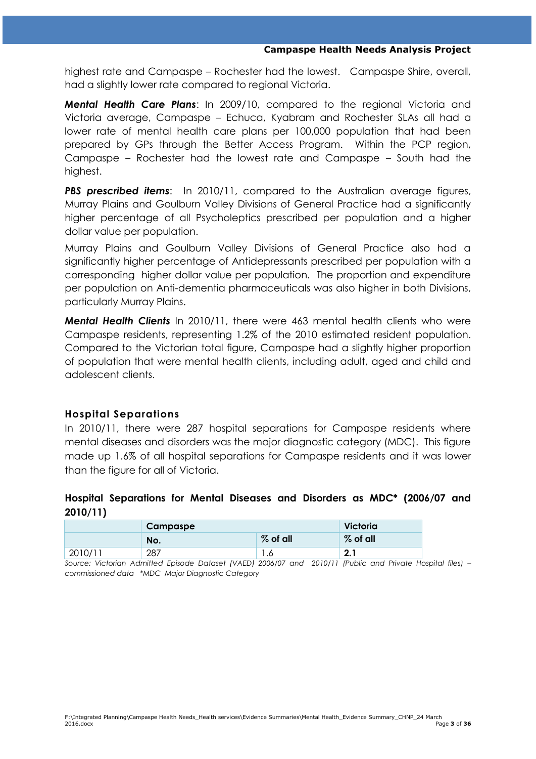highest rate and Campaspe – Rochester had the lowest. Campaspe Shire, overall, had a slightly lower rate compared to regional Victoria.

***Mental Health Care Plans***: In 2009/10, compared to the regional Victoria and Victoria average, Campaspe – Echuca, Kyabram and Rochester SLAs all had a lower rate of mental health care plans per 100,000 population that had been prepared by GPs through the Better Access Program. Within the PCP region, Campaspe – Rochester had the lowest rate and Campaspe – South had the highest.

***PBS prescribed items***: In 2010/11, compared to the Australian average figures, Murray Plains and Goulburn Valley Divisions of General Practice had a significantly higher percentage of all Psycholeptics prescribed per population and a higher dollar value per population.

Murray Plains and Goulburn Valley Divisions of General Practice also had a significantly higher percentage of Antidepressants prescribed per population with a corresponding higher dollar value per population. The proportion and expenditure per population on Anti-dementia pharmaceuticals was also higher in both Divisions, particularly Murray Plains.

***Mental Health Clients*** In 2010/11, there were 463 mental health clients who were Campaspe residents, representing 1.2% of the 2010 estimated resident population. Compared to the Victorian total figure, Campaspe had a slightly higher proportion of population that were mental health clients, including adult, aged and child and adolescent clients.

### Hospital Separations

In 2010/11, there were 287 hospital separations for Campaspe residents where mental diseases and disorders was the major diagnostic category (MDC). This figure made up 1.6% of all hospital separations for Campaspe residents and it was lower than the figure for all of Victoria.

**Hospital Separations for Mental Diseases and Disorders as MDC\* (2006/07 and 2010/11)**

| | Campaspe | | Victoria |
|---|---|---|---|
| | No. | % of all | % of all |
| 2010/11 | 287 | 1.6 | **2.1** |

*Source: Victorian Admitted Episode Dataset (VAED) 2006/07 and 2010/11 (Public and Private Hospital files) – commissioned data \*MDC Major Diagnostic Category*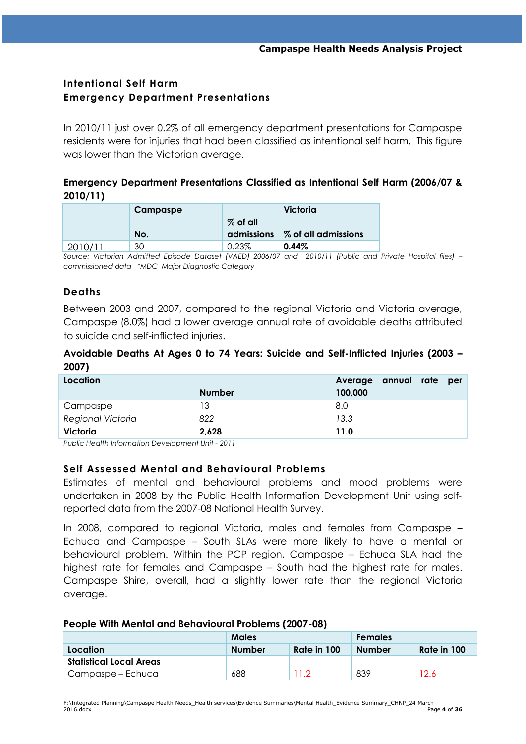### Intentional Self Harm
### Emergency Department Presentations

In 2010/11 just over 0.2% of all emergency department presentations for Campaspe residents were for injuries that had been classified as intentional self harm. This figure was lower than the Victorian average.

**Emergency Department Presentations Classified as Intentional Self Harm (2006/07 & 2010/11)**

| | Campaspe | | Victoria |
|---|---|---|---|
| | No. | % of all admissions | % of all admissions |
| 2010/11 | 30 | 0.23% | **0.44%** |

*Source: Victorian Admitted Episode Dataset (VAED) 2006/07 and 2010/11 (Public and Private Hospital files) – commissioned data \*MDC Major Diagnostic Category*

### Deaths

Between 2003 and 2007, compared to the regional Victoria and Victoria average, Campaspe (8.0%) had a lower average annual rate of avoidable deaths attributed to suicide and self-inflicted injuries.

**Avoidable Deaths At Ages 0 to 74 Years: Suicide and Self-Inflicted Injuries (2003 – 2007)**

| Location | Number | Average annual rate per 100,000 |
|---|---|---|
| Campaspe | 13 | 8.0 |
| *Regional Victoria* | *822* | *13.3* |
| **Victoria** | **2,628** | **11.0** |

*Public Health Information Development Unit - 2011*

### Self Assessed Mental and Behavioural Problems

Estimates of mental and behavioural problems and mood problems were undertaken in 2008 by the Public Health Information Development Unit using self-reported data from the 2007-08 National Health Survey.

In 2008, compared to regional Victoria, males and females from Campaspe – Echuca and Campaspe – South SLAs were more likely to have a mental or behavioural problem. Within the PCP region, Campaspe – Echuca SLA had the highest rate for females and Campaspe – South had the highest rate for males. Campaspe Shire, overall, had a slightly lower rate than the regional Victoria average.

**People With Mental and Behavioural Problems (2007-08)**

| | Males | | Females | |
|---|---|---|---|---|
| **Location** | **Number** | **Rate in 100** | **Number** | **Rate in 100** |
| **Statistical Local Areas** | | | | |
| Campaspe – Echuca | 688 | 11.2 | 839 | 12.6 |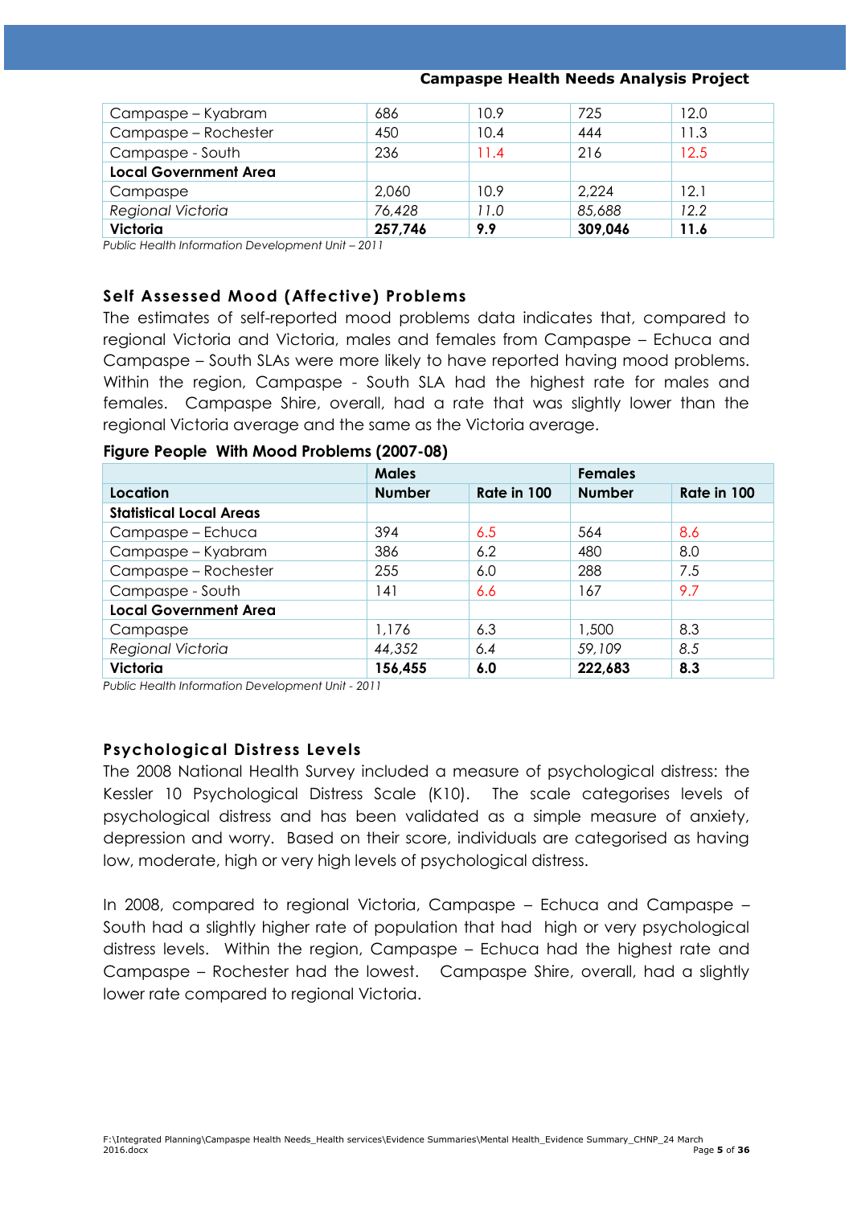| Campaspe – Kyabram | 686 | 10.9 | 725 | 12.0 |
|---|---|---|---|---|
| Campaspe – Rochester | 450 | 10.4 | 444 | 11.3 |
| Campaspe - South | 236 | 11.4 | 216 | 12.5 |
| **Local Government Area** | | | | |
| Campaspe | 2,060 | 10.9 | 2,224 | 12.1 |
| *Regional Victoria* | *76,428* | *11.0* | *85,688* | *12.2* |
| **Victoria** | **257,746** | **9.9** | **309,046** | **11.6** |

*Public Health Information Development Unit – 2011*

### Self Assessed Mood (Affective) Problems

The estimates of self-reported mood problems data indicates that, compared to regional Victoria and Victoria, males and females from Campaspe – Echuca and Campaspe – South SLAs were more likely to have reported having mood problems. Within the region, Campaspe - South SLA had the highest rate for males and females. Campaspe Shire, overall, had a rate that was slightly lower than the regional Victoria average and the same as the Victoria average.

**Figure People With Mood Problems (2007-08)**

| | Males | | Females | |
|---|---|---|---|---|
| **Location** | **Number** | **Rate in 100** | **Number** | **Rate in 100** |
| **Statistical Local Areas** | | | | |
| Campaspe – Echuca | 394 | 6.5 | 564 | 8.6 |
| Campaspe – Kyabram | 386 | 6.2 | 480 | 8.0 |
| Campaspe – Rochester | 255 | 6.0 | 288 | 7.5 |
| Campaspe - South | 141 | 6.6 | 167 | 9.7 |
| **Local Government Area** | | | | |
| Campaspe | 1,176 | 6.3 | 1,500 | 8.3 |
| *Regional Victoria* | *44,352* | *6.4* | *59,109* | *8.5* |
| **Victoria** | **156,455** | **6.0** | **222,683** | **8.3** |

*Public Health Information Development Unit - 2011*

### Psychological Distress Levels

The 2008 National Health Survey included a measure of psychological distress: the Kessler 10 Psychological Distress Scale (K10). The scale categorises levels of psychological distress and has been validated as a simple measure of anxiety, depression and worry. Based on their score, individuals are categorised as having low, moderate, high or very high levels of psychological distress.

In 2008, compared to regional Victoria, Campaspe – Echuca and Campaspe – South had a slightly higher rate of population that had high or very psychological distress levels. Within the region, Campaspe – Echuca had the highest rate and Campaspe – Rochester had the lowest. Campaspe Shire, overall, had a slightly lower rate compared to regional Victoria.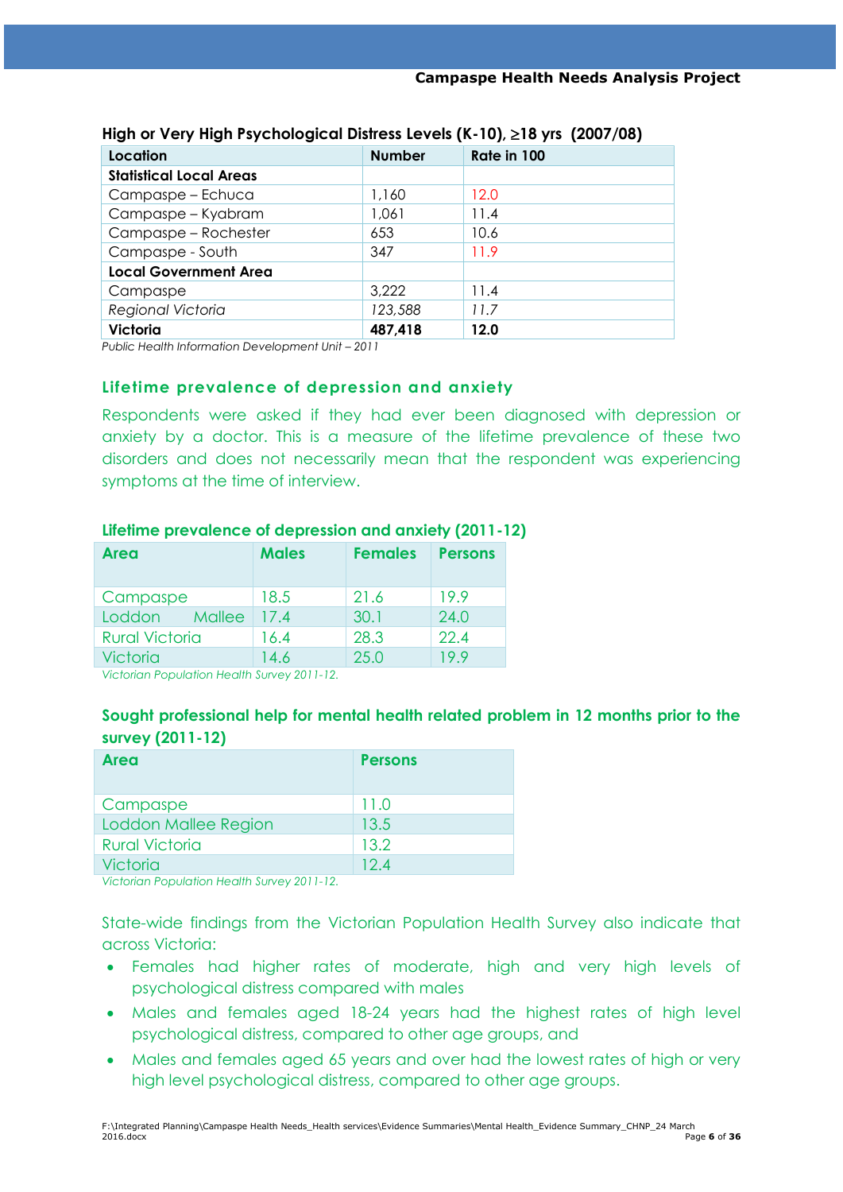**High or Very High Psychological Distress Levels (K-10), ≥18 yrs (2007/08)**

| Location | Number | Rate in 100 |
|---|---|---|
| **Statistical Local Areas** | | |
| Campaspe – Echuca | 1,160 | 12.0 |
| Campaspe – Kyabram | 1,061 | 11.4 |
| Campaspe – Rochester | 653 | 10.6 |
| Campaspe - South | 347 | 11.9 |
| **Local Government Area** | | |
| Campaspe | 3,222 | 11.4 |
| *Regional Victoria* | *123,588* | *11.7* |
| **Victoria** | **487,418** | **12.0** |

*Public Health Information Development Unit – 2011*

## Lifetime prevalence of depression and anxiety

Respondents were asked if they had ever been diagnosed with depression or anxiety by a doctor. This is a measure of the lifetime prevalence of these two disorders and does not necessarily mean that the respondent was experiencing symptoms at the time of interview.

**Lifetime prevalence of depression and anxiety (2011-12)**

| Area | Males | Females | Persons |
|---|---|---|---|
| Campaspe | 18.5 | 21.6 | 19.9 |
| Loddon Mallee | 17.4 | 30.1 | 24.0 |
| Rural Victoria | 16.4 | 28.3 | 22.4 |
| Victoria | 14.6 | 25.0 | 19.9 |

*Victorian Population Health Survey 2011-12.*

**Sought professional help for mental health related problem in 12 months prior to the survey (2011-12)**

| Area | Persons |
|---|---|
| Campaspe | 11.0 |
| Loddon Mallee Region | 13.5 |
| Rural Victoria | 13.2 |
| Victoria | 12.4 |

*Victorian Population Health Survey 2011-12.*

State-wide findings from the Victorian Population Health Survey also indicate that across Victoria:

- Females had higher rates of moderate, high and very high levels of psychological distress compared with males
- Males and females aged 18-24 years had the highest rates of high level psychological distress, compared to other age groups, and
- Males and females aged 65 years and over had the lowest rates of high or very high level psychological distress, compared to other age groups.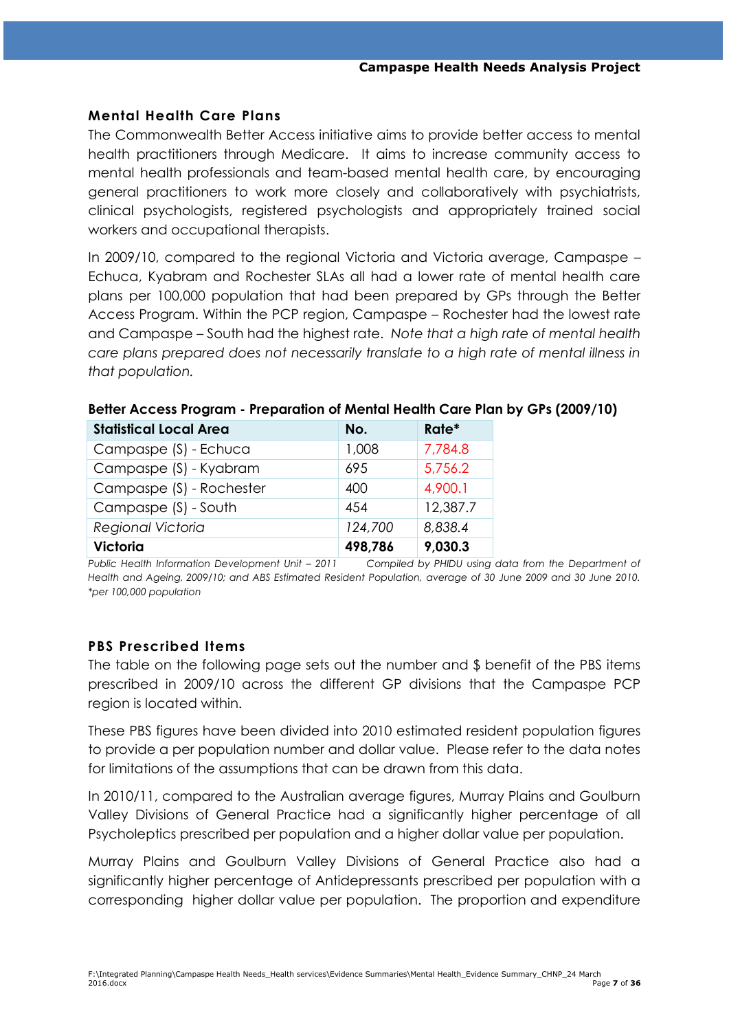## Mental Health Care Plans

The Commonwealth Better Access initiative aims to provide better access to mental health practitioners through Medicare. It aims to increase community access to mental health professionals and team-based mental health care, by encouraging general practitioners to work more closely and collaboratively with psychiatrists, clinical psychologists, registered psychologists and appropriately trained social workers and occupational therapists.

In 2009/10, compared to the regional Victoria and Victoria average, Campaspe – Echuca, Kyabram and Rochester SLAs all had a lower rate of mental health care plans per 100,000 population that had been prepared by GPs through the Better Access Program. Within the PCP region, Campaspe – Rochester had the lowest rate and Campaspe – South had the highest rate. *Note that a high rate of mental health care plans prepared does not necessarily translate to a high rate of mental illness in that population.*

**Better Access Program - Preparation of Mental Health Care Plan by GPs (2009/10)**

| Statistical Local Area | No. | Rate* |
|---|---|---|
| Campaspe (S) - Echuca | 1,008 | 7,784.8 |
| Campaspe (S) - Kyabram | 695 | 5,756.2 |
| Campaspe (S) - Rochester | 400 | 4,900.1 |
| Campaspe (S) - South | 454 | 12,387.7 |
| *Regional Victoria* | *124,700* | *8,838.4* |
| **Victoria** | **498,786** | **9,030.3** |

*Public Health Information Development Unit – 2011 Compiled by PHIDU using data from the Department of Health and Ageing, 2009/10; and ABS Estimated Resident Population, average of 30 June 2009 and 30 June 2010. *per 100,000 population*

## PBS Prescribed Items

The table on the following page sets out the number and $ benefit of the PBS items prescribed in 2009/10 across the different GP divisions that the Campaspe PCP region is located within.

These PBS figures have been divided into 2010 estimated resident population figures to provide a per population number and dollar value. Please refer to the data notes for limitations of the assumptions that can be drawn from this data.

In 2010/11, compared to the Australian average figures, Murray Plains and Goulburn Valley Divisions of General Practice had a significantly higher percentage of all Psycholeptics prescribed per population and a higher dollar value per population.

Murray Plains and Goulburn Valley Divisions of General Practice also had a significantly higher percentage of Antidepressants prescribed per population with a corresponding higher dollar value per population. The proportion and expenditure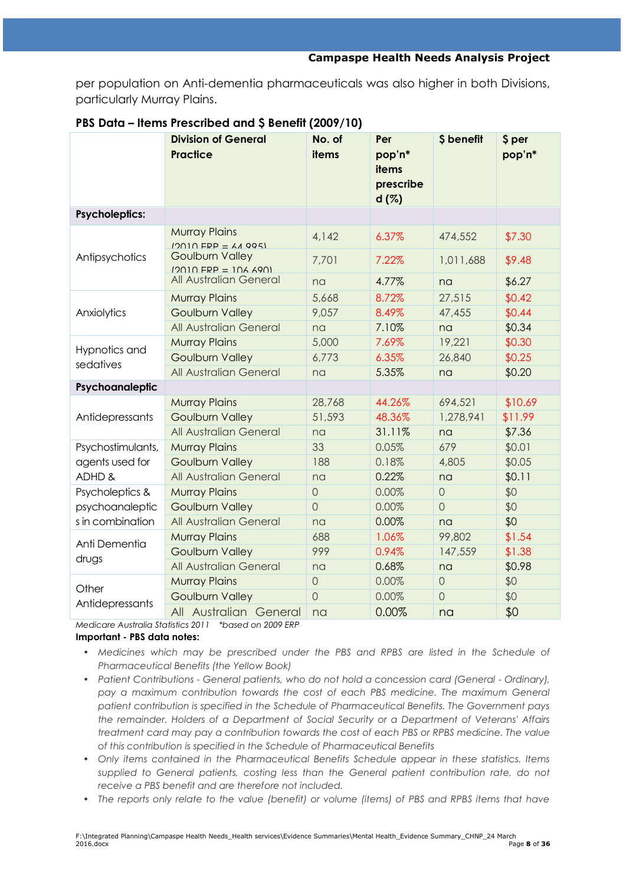per population on Anti-dementia pharmaceuticals was also higher in both Divisions, particularly Murray Plains.

**PBS Data – Items Prescribed and $ Benefit (2009/10)**

| | Division of General Practice | No. of items | Per pop'n* items prescribed (%) | $ benefit | $ per pop'n* |
|---|---|---|---|---|---|
| **Psycholeptics:** | | | | | |
| Antipsychotics | Murray Plains (2010 ERP = 64,995) | 4,142 | 6.37% | 474,552 | $7.30 |
| | Goulburn Valley (2010 ERP = 106,690) | 7,701 | 7.22% | 1,011,688 | $9.48 |
| | All Australian General | na | 4.77% | na | $6.27 |
| Anxiolytics | Murray Plains | 5,668 | 8.72% | 27,515 | $0.42 |
| | Goulburn Valley | 9,057 | 8.49% | 47,455 | $0.44 |
| | All Australian General | na | 7.10% | na | $0.34 |
| Hypnotics and sedatives | Murray Plains | 5,000 | 7.69% | 19,221 | $0.30 |
| | Goulburn Valley | 6,773 | 6.35% | 26,840 | $0.25 |
| | All Australian General | na | 5.35% | na | $0.20 |
| **Psychoanaleptic** | | | | | |
| Antidepressants | Murray Plains | 28,768 | 44.26% | 694,521 | $10.69 |
| | Goulburn Valley | 51,593 | 48.36% | 1,278,941 | $11.99 |
| | All Australian General | na | 31.11% | na | $7.36 |
| Psychostimulants, agents used for ADHD & | Murray Plains | 33 | 0.05% | 679 | $0.01 |
| | Goulburn Valley | 188 | 0.18% | 4,805 | $0.05 |
| | All Australian General | na | 0.22% | na | $0.11 |
| Psycholeptics & psychoanaleptics in combination | Murray Plains | 0 | 0.00% | 0 | $0 |
| | Goulburn Valley | 0 | 0.00% | 0 | $0 |
| | All Australian General | na | 0.00% | na | $0 |
| Anti Dementia drugs | Murray Plains | 688 | 1.06% | 99,802 | $1.54 |
| | Goulburn Valley | 999 | 0.94% | 147,559 | $1.38 |
| | All Australian General | na | 0.68% | na | $0.98 |
| Other Antidepressants | Murray Plains | 0 | 0.00% | 0 | $0 |
| | Goulburn Valley | 0 | 0.00% | 0 | $0 |
| | All Australian General | na | 0.00% | na | $0 |

*Medicare Australia Statistics 2011 \*based on 2009 ERP*

**Important - PBS data notes:**

- *Medicines which may be prescribed under the PBS and RPBS are listed in the Schedule of Pharmaceutical Benefits (the Yellow Book)*
- *Patient Contributions - General patients, who do not hold a concession card (General - Ordinary), pay a maximum contribution towards the cost of each PBS medicine. The maximum General patient contribution is specified in the Schedule of Pharmaceutical Benefits. The Government pays the remainder. Holders of a Department of Social Security or a Department of Veterans' Affairs treatment card may pay a contribution towards the cost of each PBS or RPBS medicine. The value of this contribution is specified in the Schedule of Pharmaceutical Benefits*
- *Only items contained in the Pharmaceutical Benefits Schedule appear in these statistics. Items supplied to General patients, costing less than the General patient contribution rate, do not receive a PBS benefit and are therefore not included.*
- *The reports only relate to the value (benefit) or volume (items) of PBS and RPBS items that have*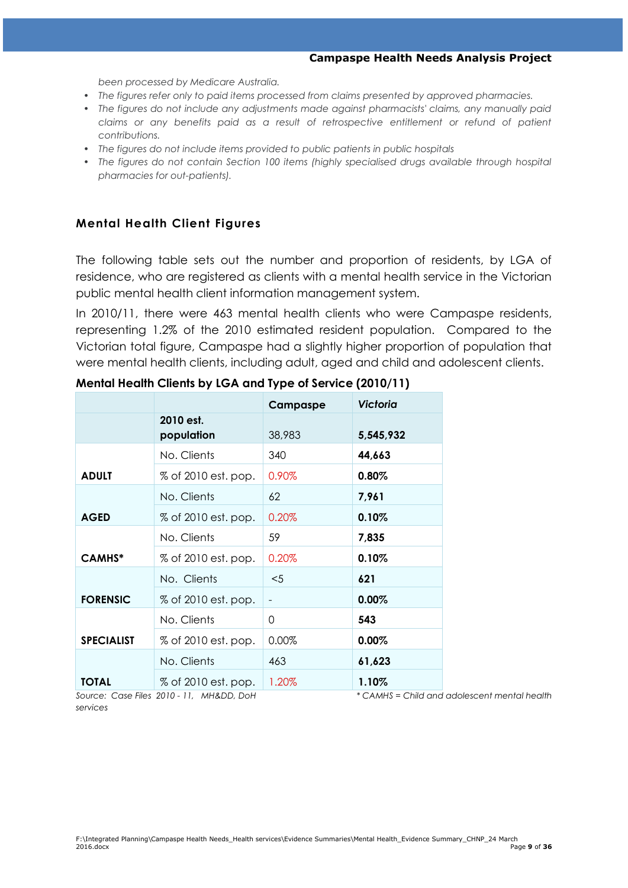been processed by Medicare Australia.

- The figures refer only to paid items processed from claims presented by approved pharmacies.
- The figures do not include any adjustments made against pharmacists' claims, any manually paid claims or any benefits paid as a result of retrospective entitlement or refund of patient contributions.
- The figures do not include items provided to public patients in public hospitals
- The figures do not contain Section 100 items (highly specialised drugs available through hospital pharmacies for out-patients).

## Mental Health Client Figures

The following table sets out the number and proportion of residents, by LGA of residence, who are registered as clients with a mental health service in the Victorian public mental health client information management system.

In 2010/11, there were 463 mental health clients who were Campaspe residents, representing 1.2% of the 2010 estimated resident population. Compared to the Victorian total figure, Campaspe had a slightly higher proportion of population that were mental health clients, including adult, aged and child and adolescent clients.

**Mental Health Clients by LGA and Type of Service (2010/11)**

| | | Campaspe | *Victoria* |
|---|---|---|---|
| | **2010 est. population** | 38,983 | **5,545,932** |
| **ADULT** | No. Clients | 340 | **44,663** |
| | % of 2010 est. pop. | 0.90% | **0.80%** |
| **AGED** | No. Clients | 62 | **7,961** |
| | % of 2010 est. pop. | 0.20% | **0.10%** |
| **CAMHS*** | No. Clients | 59 | **7,835** |
| | % of 2010 est. pop. | 0.20% | **0.10%** |
| **FORENSIC** | No. Clients | <5 | **621** |
| | % of 2010 est. pop. | - | **0.00%** |
| **SPECIALIST** | No. Clients | 0 | **543** |
| | % of 2010 est. pop. | 0.00% | **0.00%** |
| **TOTAL** | No. Clients | 463 | **61,623** |
| | % of 2010 est. pop. | 1.20% | **1.10%** |

*Source: Case Files 2010 - 11, MH&DD, DoH services*

** CAMHS = Child and adolescent mental health*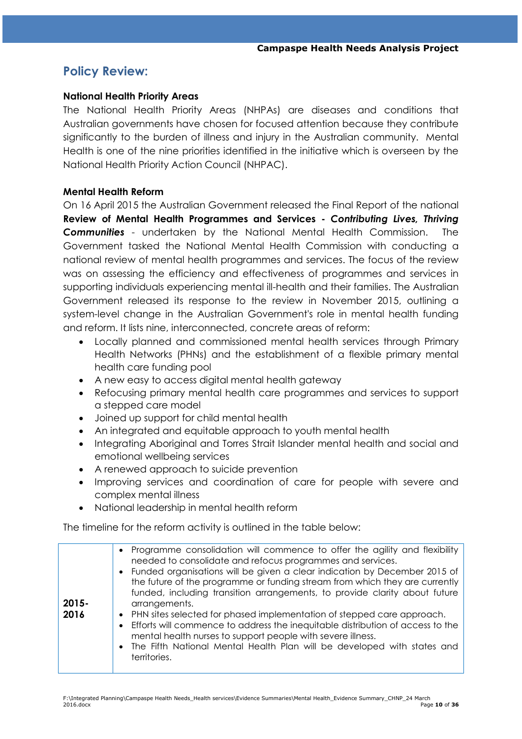## Policy Review:

### National Health Priority Areas

The National Health Priority Areas (NHPAs) are diseases and conditions that Australian governments have chosen for focused attention because they contribute significantly to the burden of illness and injury in the Australian community. Mental Health is one of the nine priorities identified in the initiative which is overseen by the National Health Priority Action Council (NHPAC).

### Mental Health Reform

On 16 April 2015 the Australian Government released the Final Report of the national **Review of Mental Health Programmes and Services -** ***Contributing Lives, Thriving Communities*** - undertaken by the National Mental Health Commission. The Government tasked the National Mental Health Commission with conducting a national review of mental health programmes and services. The focus of the review was on assessing the efficiency and effectiveness of programmes and services in supporting individuals experiencing mental ill-health and their families. The Australian Government released its response to the review in November 2015, outlining a system-level change in the Australian Government's role in mental health funding and reform. It lists nine, interconnected, concrete areas of reform:

- Locally planned and commissioned mental health services through Primary Health Networks (PHNs) and the establishment of a flexible primary mental health care funding pool
- A new easy to access digital mental health gateway
- Refocusing primary mental health care programmes and services to support a stepped care model
- Joined up support for child mental health
- An integrated and equitable approach to youth mental health
- Integrating Aboriginal and Torres Strait Islander mental health and social and emotional wellbeing services
- A renewed approach to suicide prevention
- Improving services and coordination of care for people with severe and complex mental illness
- National leadership in mental health reform

The timeline for the reform activity is outlined in the table below:

| | |
|---|---|
| **2015-2016** | • Programme consolidation will commence to offer the agility and flexibility needed to consolidate and refocus programmes and services.<br>• Funded organisations will be given a clear indication by December 2015 of the future of the programme or funding stream from which they are currently funded, including transition arrangements, to provide clarity about future arrangements.<br>• PHN sites selected for phased implementation of stepped care approach.<br>• Efforts will commence to address the inequitable distribution of access to the mental health nurses to support people with severe illness.<br>• The Fifth National Mental Health Plan will be developed with states and territories. |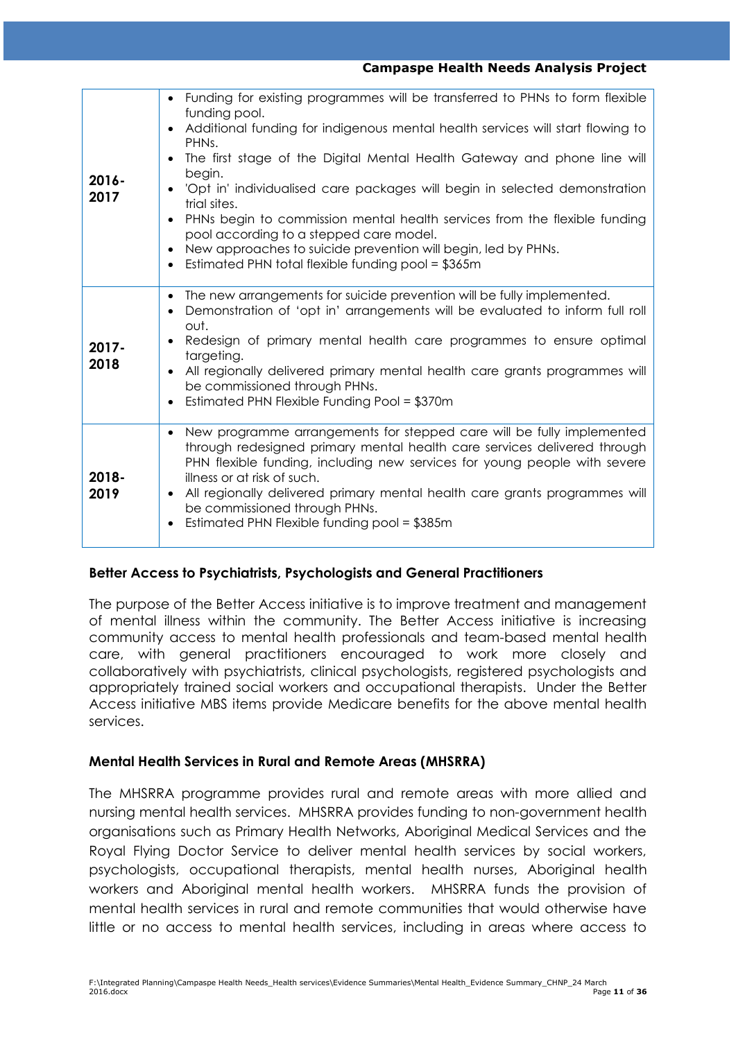| | |
|---|---|
| **2016-2017** | • Funding for existing programmes will be transferred to PHNs to form flexible funding pool.<br>• Additional funding for indigenous mental health services will start flowing to PHNs.<br>• The first stage of the Digital Mental Health Gateway and phone line will begin.<br>• 'Opt in' individualised care packages will begin in selected demonstration trial sites.<br>• PHNs begin to commission mental health services from the flexible funding pool according to a stepped care model.<br>• New approaches to suicide prevention will begin, led by PHNs.<br>• Estimated PHN total flexible funding pool = $365m |
| **2017-2018** | • The new arrangements for suicide prevention will be fully implemented.<br>• Demonstration of 'opt in' arrangements will be evaluated to inform full roll out.<br>• Redesign of primary mental health care programmes to ensure optimal targeting.<br>• All regionally delivered primary mental health care grants programmes will be commissioned through PHNs.<br>• Estimated PHN Flexible Funding Pool = $370m |
| **2018-2019** | • New programme arrangements for stepped care will be fully implemented through redesigned primary mental health care services delivered through PHN flexible funding, including new services for young people with severe illness or at risk of such.<br>• All regionally delivered primary mental health care grants programmes will be commissioned through PHNs.<br>• Estimated PHN Flexible funding pool = $385m |

### Better Access to Psychiatrists, Psychologists and General Practitioners

The purpose of the Better Access initiative is to improve treatment and management of mental illness within the community. The Better Access initiative is increasing community access to mental health professionals and team-based mental health care, with general practitioners encouraged to work more closely and collaboratively with psychiatrists, clinical psychologists, registered psychologists and appropriately trained social workers and occupational therapists. Under the Better Access initiative MBS items provide Medicare benefits for the above mental health services.

### Mental Health Services in Rural and Remote Areas (MHSRRA)

The MHSRRA programme provides rural and remote areas with more allied and nursing mental health services. MHSRRA provides funding to non-government health organisations such as Primary Health Networks, Aboriginal Medical Services and the Royal Flying Doctor Service to deliver mental health services by social workers, psychologists, occupational therapists, mental health nurses, Aboriginal health workers and Aboriginal mental health workers. MHSRRA funds the provision of mental health services in rural and remote communities that would otherwise have little or no access to mental health services, including in areas where access to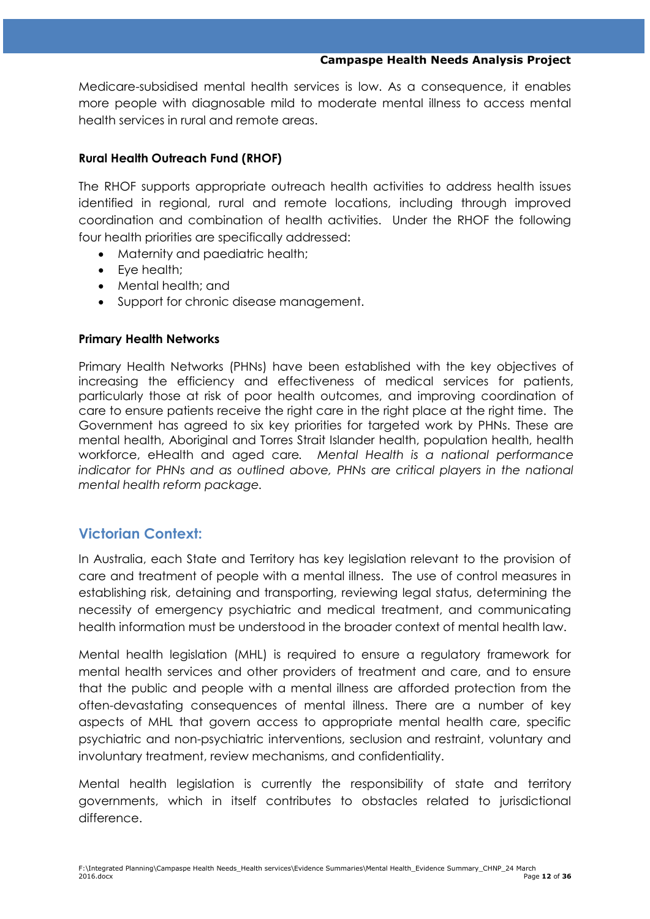Medicare-subsidised mental health services is low. As a consequence, it enables more people with diagnosable mild to moderate mental illness to access mental health services in rural and remote areas.

**Rural Health Outreach Fund (RHOF)**

The RHOF supports appropriate outreach health activities to address health issues identified in regional, rural and remote locations, including through improved coordination and combination of health activities. Under the RHOF the following four health priorities are specifically addressed:

- Maternity and paediatric health;
- Eye health;
- Mental health; and
- Support for chronic disease management.

**Primary Health Networks**

Primary Health Networks (PHNs) have been established with the key objectives of increasing the efficiency and effectiveness of medical services for patients, particularly those at risk of poor health outcomes, and improving coordination of care to ensure patients receive the right care in the right place at the right time. The Government has agreed to six key priorities for targeted work by PHNs. These are mental health, Aboriginal and Torres Strait Islander health, population health, health workforce, eHealth and aged care. *Mental Health is a national performance indicator for PHNs and as outlined above, PHNs are critical players in the national mental health reform package.*

## Victorian Context:

In Australia, each State and Territory has key legislation relevant to the provision of care and treatment of people with a mental illness. The use of control measures in establishing risk, detaining and transporting, reviewing legal status, determining the necessity of emergency psychiatric and medical treatment, and communicating health information must be understood in the broader context of mental health law.

Mental health legislation (MHL) is required to ensure a regulatory framework for mental health services and other providers of treatment and care, and to ensure that the public and people with a mental illness are afforded protection from the often-devastating consequences of mental illness. There are a number of key aspects of MHL that govern access to appropriate mental health care, specific psychiatric and non-psychiatric interventions, seclusion and restraint, voluntary and involuntary treatment, review mechanisms, and confidentiality.

Mental health legislation is currently the responsibility of state and territory governments, which in itself contributes to obstacles related to jurisdictional difference.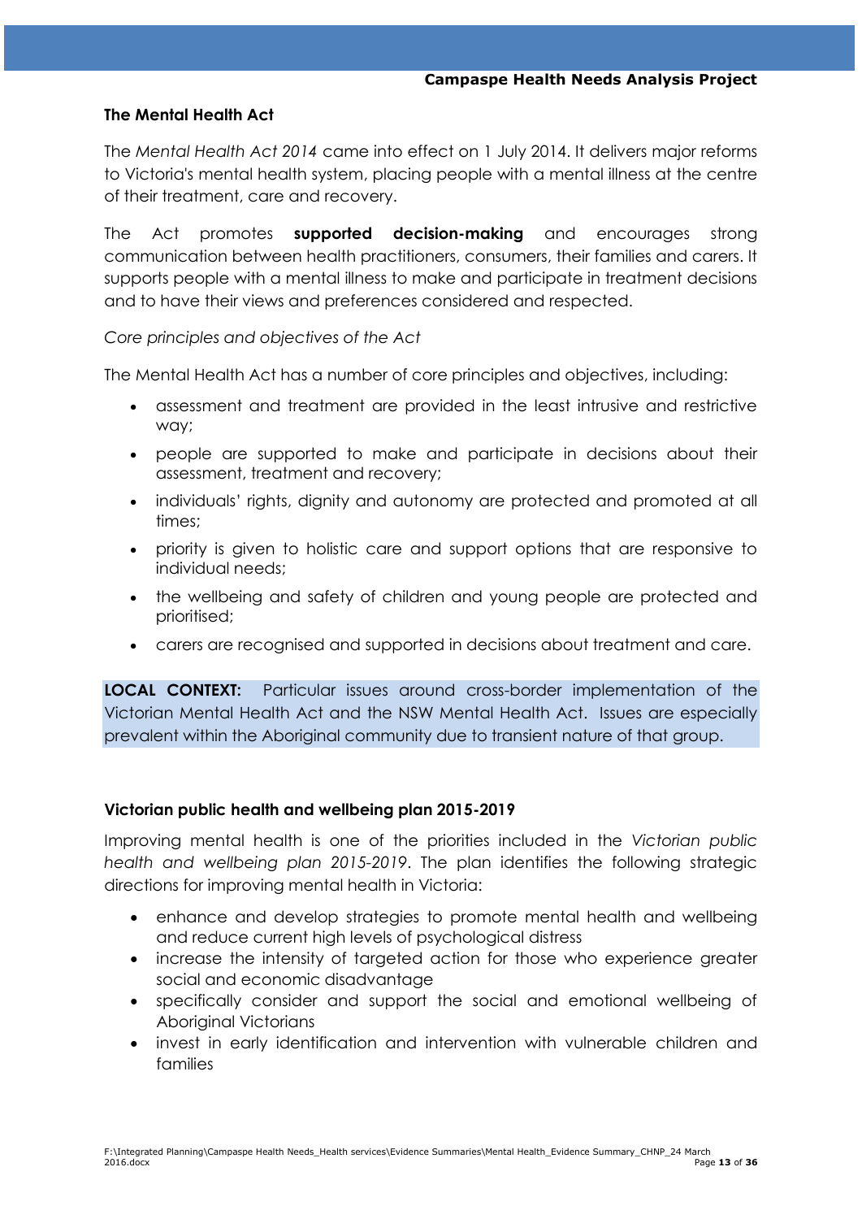## The Mental Health Act

The *Mental Health Act 2014* came into effect on 1 July 2014. It delivers major reforms to Victoria's mental health system, placing people with a mental illness at the centre of their treatment, care and recovery.

The Act promotes **supported decision-making** and encourages strong communication between health practitioners, consumers, their families and carers. It supports people with a mental illness to make and participate in treatment decisions and to have their views and preferences considered and respected.

*Core principles and objectives of the Act*

The Mental Health Act has a number of core principles and objectives, including:

- assessment and treatment are provided in the least intrusive and restrictive way;
- people are supported to make and participate in decisions about their assessment, treatment and recovery;
- individuals' rights, dignity and autonomy are protected and promoted at all times;
- priority is given to holistic care and support options that are responsive to individual needs;
- the wellbeing and safety of children and young people are protected and prioritised;
- carers are recognised and supported in decisions about treatment and care.

**LOCAL CONTEXT:** Particular issues around cross-border implementation of the Victorian Mental Health Act and the NSW Mental Health Act. Issues are especially prevalent within the Aboriginal community due to transient nature of that group.

## Victorian public health and wellbeing plan 2015-2019

Improving mental health is one of the priorities included in the *Victorian public health and wellbeing plan 2015-2019*. The plan identifies the following strategic directions for improving mental health in Victoria:

- enhance and develop strategies to promote mental health and wellbeing and reduce current high levels of psychological distress
- increase the intensity of targeted action for those who experience greater social and economic disadvantage
- specifically consider and support the social and emotional wellbeing of Aboriginal Victorians
- invest in early identification and intervention with vulnerable children and families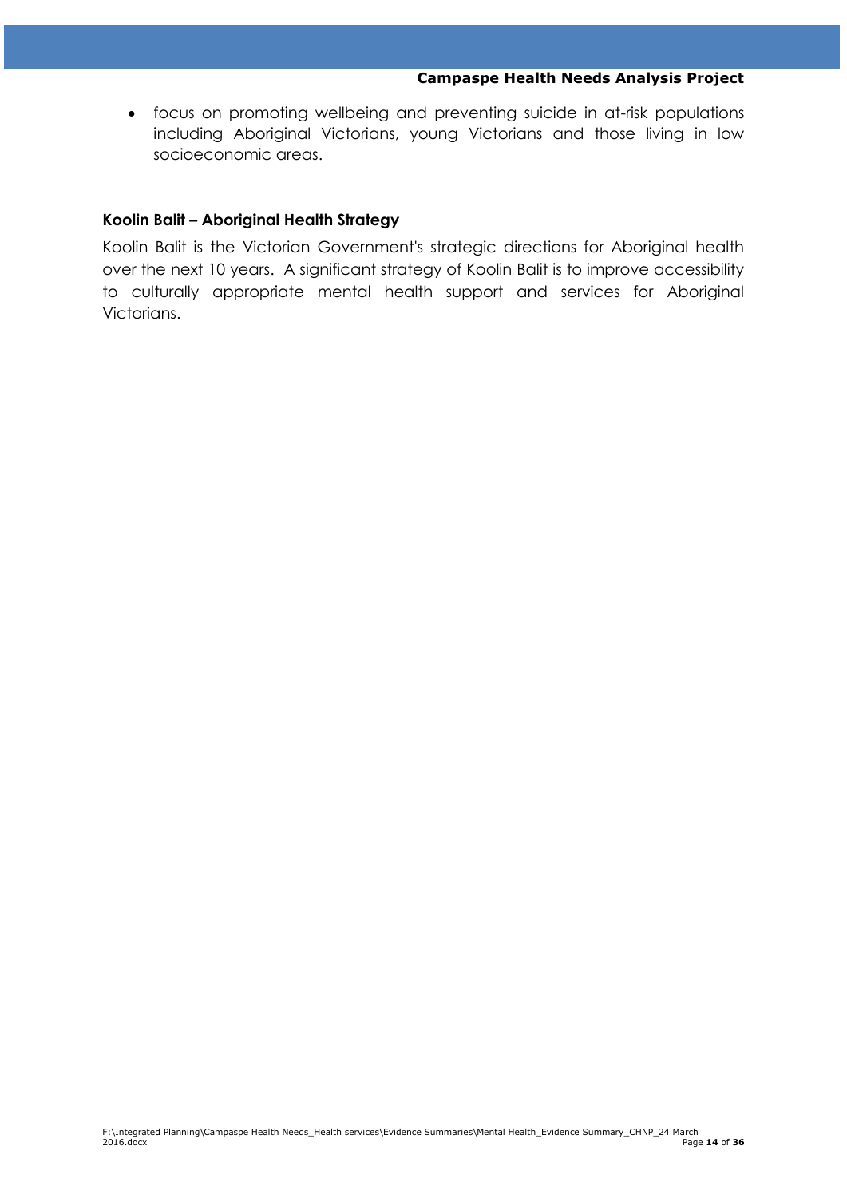- focus on promoting wellbeing and preventing suicide in at-risk populations including Aboriginal Victorians, young Victorians and those living in low socioeconomic areas.

**Koolin Balit – Aboriginal Health Strategy**

Koolin Balit is the Victorian Government's strategic directions for Aboriginal health over the next 10 years. A significant strategy of Koolin Balit is to improve accessibility to culturally appropriate mental health support and services for Aboriginal Victorians.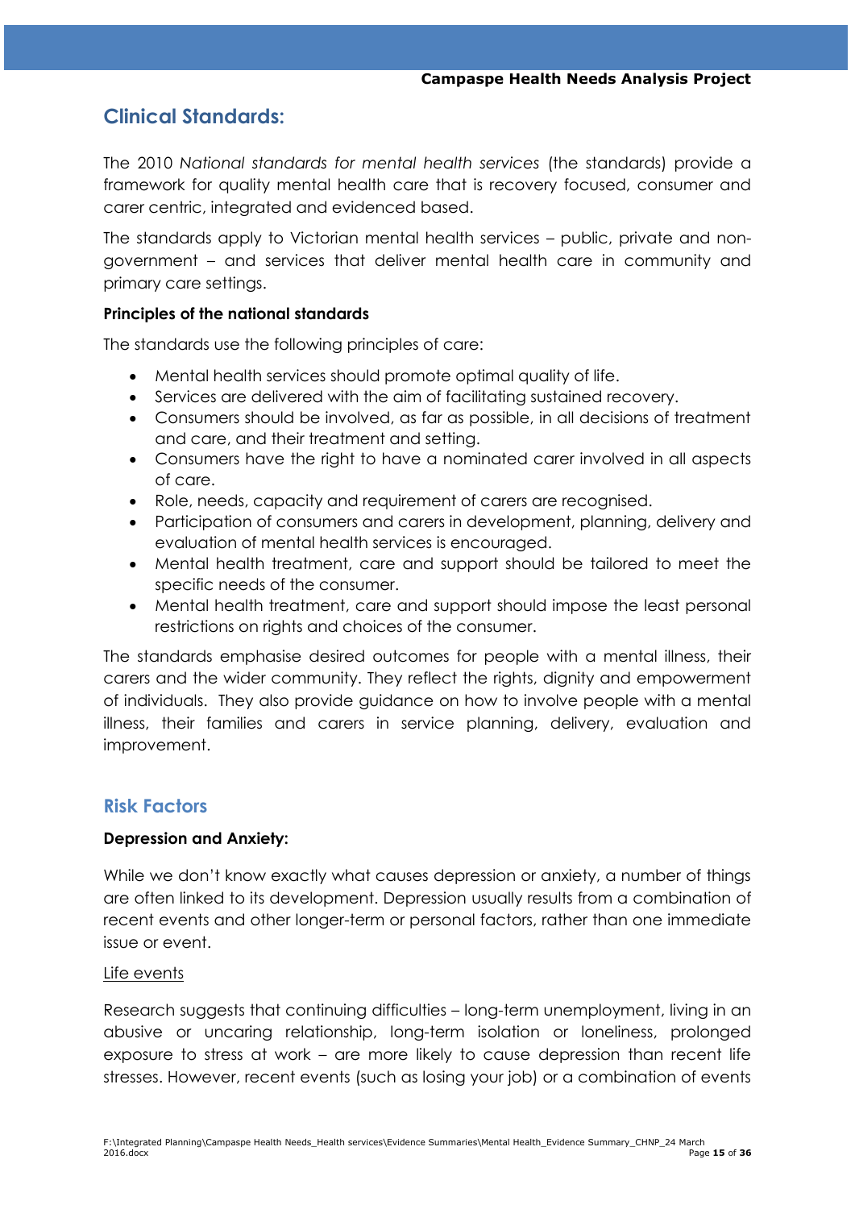## Clinical Standards:

The 2010 *National standards for mental health services* (the standards) provide a framework for quality mental health care that is recovery focused, consumer and carer centric, integrated and evidenced based.

The standards apply to Victorian mental health services – public, private and non-government – and services that deliver mental health care in community and primary care settings.

**Principles of the national standards**

The standards use the following principles of care:

- Mental health services should promote optimal quality of life.
- Services are delivered with the aim of facilitating sustained recovery.
- Consumers should be involved, as far as possible, in all decisions of treatment and care, and their treatment and setting.
- Consumers have the right to have a nominated carer involved in all aspects of care.
- Role, needs, capacity and requirement of carers are recognised.
- Participation of consumers and carers in development, planning, delivery and evaluation of mental health services is encouraged.
- Mental health treatment, care and support should be tailored to meet the specific needs of the consumer.
- Mental health treatment, care and support should impose the least personal restrictions on rights and choices of the consumer.

The standards emphasise desired outcomes for people with a mental illness, their carers and the wider community. They reflect the rights, dignity and empowerment of individuals. They also provide guidance on how to involve people with a mental illness, their families and carers in service planning, delivery, evaluation and improvement.

## Risk Factors

**Depression and Anxiety:**

While we don't know exactly what causes depression or anxiety, a number of things are often linked to its development. Depression usually results from a combination of recent events and other longer-term or personal factors, rather than one immediate issue or event.

Life events

Research suggests that continuing difficulties – long-term unemployment, living in an abusive or uncaring relationship, long-term isolation or loneliness, prolonged exposure to stress at work – are more likely to cause depression than recent life stresses. However, recent events (such as losing your job) or a combination of events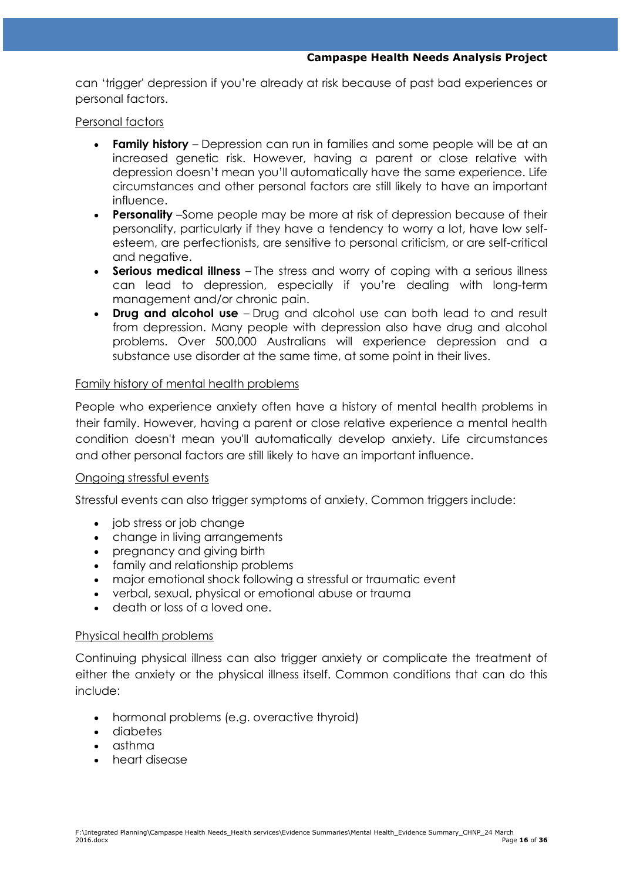can 'trigger' depression if you're already at risk because of past bad experiences or personal factors.

Personal factors

- **Family history** – Depression can run in families and some people will be at an increased genetic risk. However, having a parent or close relative with depression doesn't mean you'll automatically have the same experience. Life circumstances and other personal factors are still likely to have an important influence.
- **Personality** –Some people may be more at risk of depression because of their personality, particularly if they have a tendency to worry a lot, have low self-esteem, are perfectionists, are sensitive to personal criticism, or are self-critical and negative.
- **Serious medical illness** – The stress and worry of coping with a serious illness can lead to depression, especially if you're dealing with long-term management and/or chronic pain.
- **Drug and alcohol use** – Drug and alcohol use can both lead to and result from depression. Many people with depression also have drug and alcohol problems. Over 500,000 Australians will experience depression and a substance use disorder at the same time, at some point in their lives.

Family history of mental health problems

People who experience anxiety often have a history of mental health problems in their family. However, having a parent or close relative experience a mental health condition doesn't mean you'll automatically develop anxiety. Life circumstances and other personal factors are still likely to have an important influence.

Ongoing stressful events

Stressful events can also trigger symptoms of anxiety. Common triggers include:

- job stress or job change
- change in living arrangements
- pregnancy and giving birth
- family and relationship problems
- major emotional shock following a stressful or traumatic event
- verbal, sexual, physical or emotional abuse or trauma
- death or loss of a loved one.

Physical health problems

Continuing physical illness can also trigger anxiety or complicate the treatment of either the anxiety or the physical illness itself. Common conditions that can do this include:

- hormonal problems (e.g. overactive thyroid)
- diabetes
- asthma
- heart disease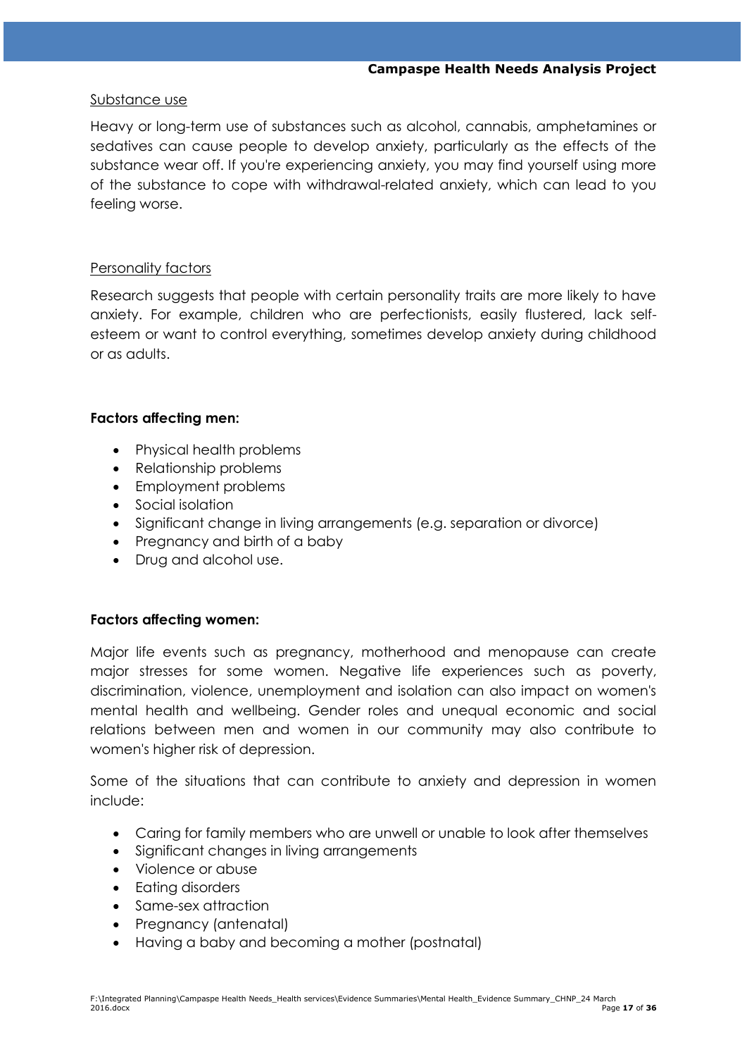Substance use

Heavy or long-term use of substances such as alcohol, cannabis, amphetamines or sedatives can cause people to develop anxiety, particularly as the effects of the substance wear off. If you're experiencing anxiety, you may find yourself using more of the substance to cope with withdrawal-related anxiety, which can lead to you feeling worse.

Personality factors

Research suggests that people with certain personality traits are more likely to have anxiety. For example, children who are perfectionists, easily flustered, lack self-esteem or want to control everything, sometimes develop anxiety during childhood or as adults.

**Factors affecting men:**

- Physical health problems
- Relationship problems
- Employment problems
- Social isolation
- Significant change in living arrangements (e.g. separation or divorce)
- Pregnancy and birth of a baby
- Drug and alcohol use.

**Factors affecting women:**

Major life events such as pregnancy, motherhood and menopause can create major stresses for some women. Negative life experiences such as poverty, discrimination, violence, unemployment and isolation can also impact on women's mental health and wellbeing. Gender roles and unequal economic and social relations between men and women in our community may also contribute to women's higher risk of depression.

Some of the situations that can contribute to anxiety and depression in women include:

- Caring for family members who are unwell or unable to look after themselves
- Significant changes in living arrangements
- Violence or abuse
- Eating disorders
- Same-sex attraction
- Pregnancy (antenatal)
- Having a baby and becoming a mother (postnatal)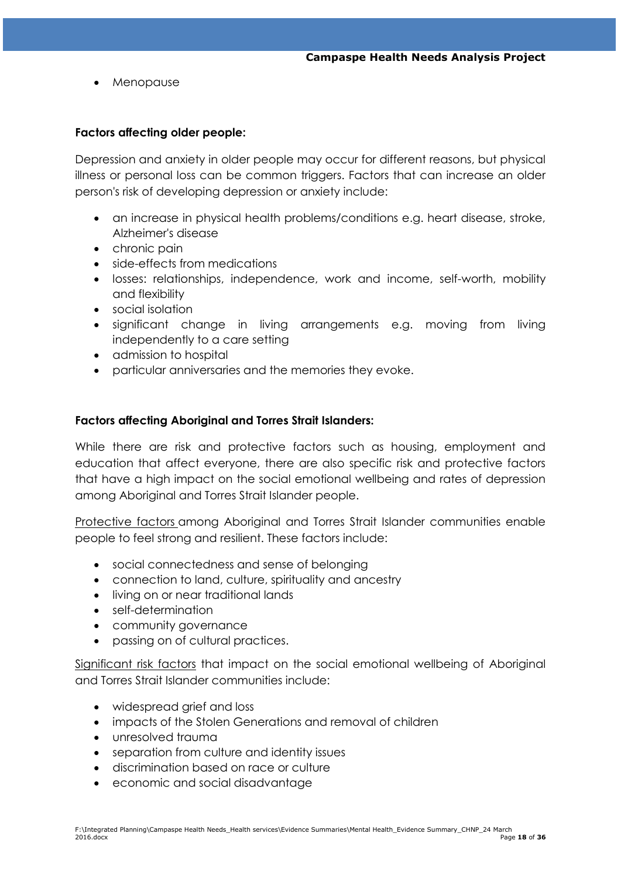- Menopause

**Factors affecting older people:**

Depression and anxiety in older people may occur for different reasons, but physical illness or personal loss can be common triggers. Factors that can increase an older person's risk of developing depression or anxiety include:

- an increase in physical health problems/conditions e.g. heart disease, stroke, Alzheimer's disease
- chronic pain
- side-effects from medications
- losses: relationships, independence, work and income, self-worth, mobility and flexibility
- social isolation
- significant change in living arrangements e.g. moving from living independently to a care setting
- admission to hospital
- particular anniversaries and the memories they evoke.

**Factors affecting Aboriginal and Torres Strait Islanders:**

While there are risk and protective factors such as housing, employment and education that affect everyone, there are also specific risk and protective factors that have a high impact on the social emotional wellbeing and rates of depression among Aboriginal and Torres Strait Islander people.

<u>Protective factors</u> among Aboriginal and Torres Strait Islander communities enable people to feel strong and resilient. These factors include:

- social connectedness and sense of belonging
- connection to land, culture, spirituality and ancestry
- living on or near traditional lands
- self-determination
- community governance
- passing on of cultural practices.

<u>Significant risk factors</u> that impact on the social emotional wellbeing of Aboriginal and Torres Strait Islander communities include:

- widespread grief and loss
- impacts of the Stolen Generations and removal of children
- unresolved trauma
- separation from culture and identity issues
- discrimination based on race or culture
- economic and social disadvantage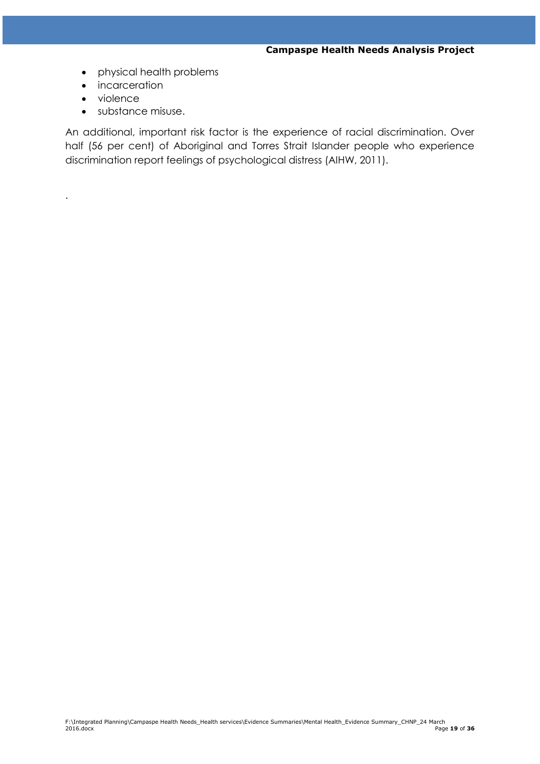- physical health problems
- incarceration
- violence
- substance misuse.

An additional, important risk factor is the experience of racial discrimination. Over half (56 per cent) of Aboriginal and Torres Strait Islander people who experience discrimination report feelings of psychological distress (AIHW, 2011).

.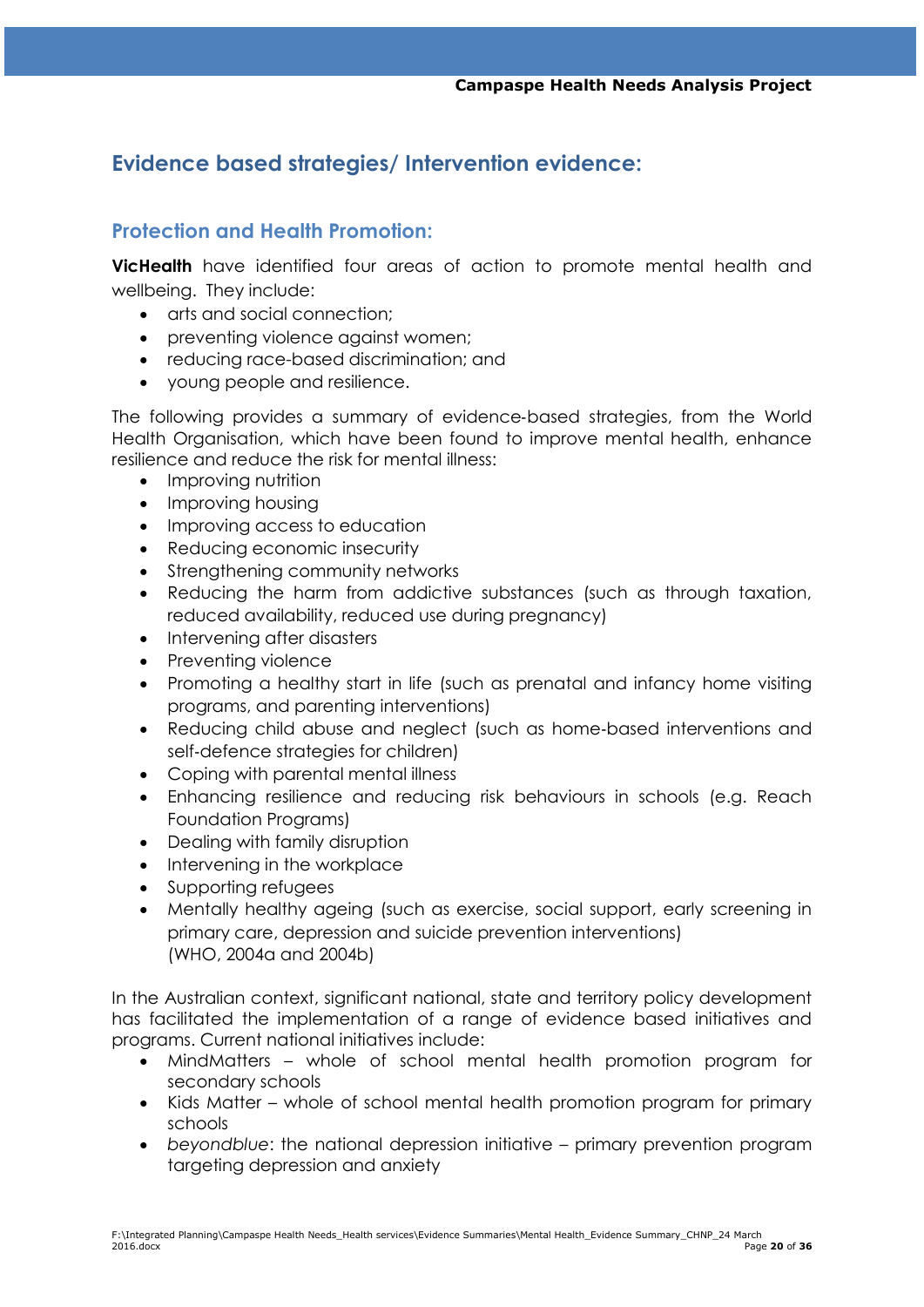## Evidence based strategies/ Intervention evidence:

### Protection and Health Promotion:

**VicHealth** have identified four areas of action to promote mental health and wellbeing. They include:

- arts and social connection;
- preventing violence against women;
- reducing race-based discrimination; and
- young people and resilience.

The following provides a summary of evidence-based strategies, from the World Health Organisation, which have been found to improve mental health, enhance resilience and reduce the risk for mental illness:

- Improving nutrition
- Improving housing
- Improving access to education
- Reducing economic insecurity
- Strengthening community networks
- Reducing the harm from addictive substances (such as through taxation, reduced availability, reduced use during pregnancy)
- Intervening after disasters
- Preventing violence
- Promoting a healthy start in life (such as prenatal and infancy home visiting programs, and parenting interventions)
- Reducing child abuse and neglect (such as home-based interventions and self-defence strategies for children)
- Coping with parental mental illness
- Enhancing resilience and reducing risk behaviours in schools (e.g. Reach Foundation Programs)
- Dealing with family disruption
- Intervening in the workplace
- Supporting refugees
- Mentally healthy ageing (such as exercise, social support, early screening in primary care, depression and suicide prevention interventions)
  (WHO, 2004a and 2004b)

In the Australian context, significant national, state and territory policy development has facilitated the implementation of a range of evidence based initiatives and programs. Current national initiatives include:

- MindMatters – whole of school mental health promotion program for secondary schools
- Kids Matter – whole of school mental health promotion program for primary schools
- *beyondblue*: the national depression initiative – primary prevention program targeting depression and anxiety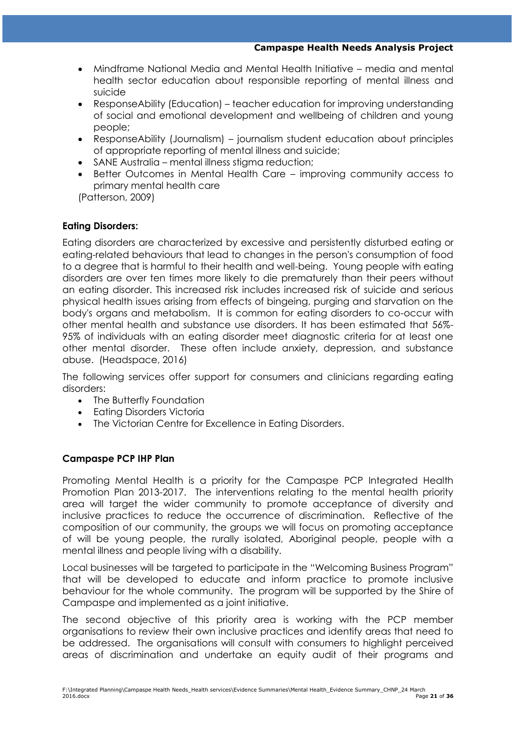- Mindframe National Media and Mental Health Initiative – media and mental health sector education about responsible reporting of mental illness and suicide
- ResponseAbility (Education) – teacher education for improving understanding of social and emotional development and wellbeing of children and young people;
- ResponseAbility (Journalism) – journalism student education about principles of appropriate reporting of mental illness and suicide;
- SANE Australia – mental illness stigma reduction;
- Better Outcomes in Mental Health Care – improving community access to primary mental health care

(Patterson, 2009)

**Eating Disorders:**

Eating disorders are characterized by excessive and persistently disturbed eating or eating-related behaviours that lead to changes in the person's consumption of food to a degree that is harmful to their health and well-being. Young people with eating disorders are over ten times more likely to die prematurely than their peers without an eating disorder. This increased risk includes increased risk of suicide and serious physical health issues arising from effects of bingeing, purging and starvation on the body's organs and metabolism. It is common for eating disorders to co-occur with other mental health and substance use disorders. It has been estimated that 56%-95% of individuals with an eating disorder meet diagnostic criteria for at least one other mental disorder. These often include anxiety, depression, and substance abuse. (Headspace, 2016)

The following services offer support for consumers and clinicians regarding eating disorders:

- The Butterfly Foundation
- Eating Disorders Victoria
- The Victorian Centre for Excellence in Eating Disorders.

**Campaspe PCP IHP Plan**

Promoting Mental Health is a priority for the Campaspe PCP Integrated Health Promotion Plan 2013-2017. The interventions relating to the mental health priority area will target the wider community to promote acceptance of diversity and inclusive practices to reduce the occurrence of discrimination. Reflective of the composition of our community, the groups we will focus on promoting acceptance of will be young people, the rurally isolated, Aboriginal people, people with a mental illness and people living with a disability.

Local businesses will be targeted to participate in the "Welcoming Business Program" that will be developed to educate and inform practice to promote inclusive behaviour for the whole community. The program will be supported by the Shire of Campaspe and implemented as a joint initiative.

The second objective of this priority area is working with the PCP member organisations to review their own inclusive practices and identify areas that need to be addressed. The organisations will consult with consumers to highlight perceived areas of discrimination and undertake an equity audit of their programs and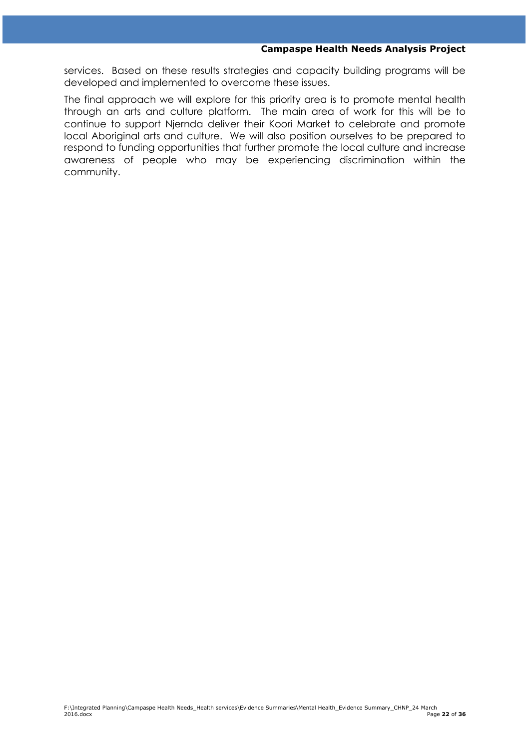services. Based on these results strategies and capacity building programs will be developed and implemented to overcome these issues.

The final approach we will explore for this priority area is to promote mental health through an arts and culture platform. The main area of work for this will be to continue to support Njernda deliver their Koori Market to celebrate and promote local Aboriginal arts and culture. We will also position ourselves to be prepared to respond to funding opportunities that further promote the local culture and increase awareness of people who may be experiencing discrimination within the community.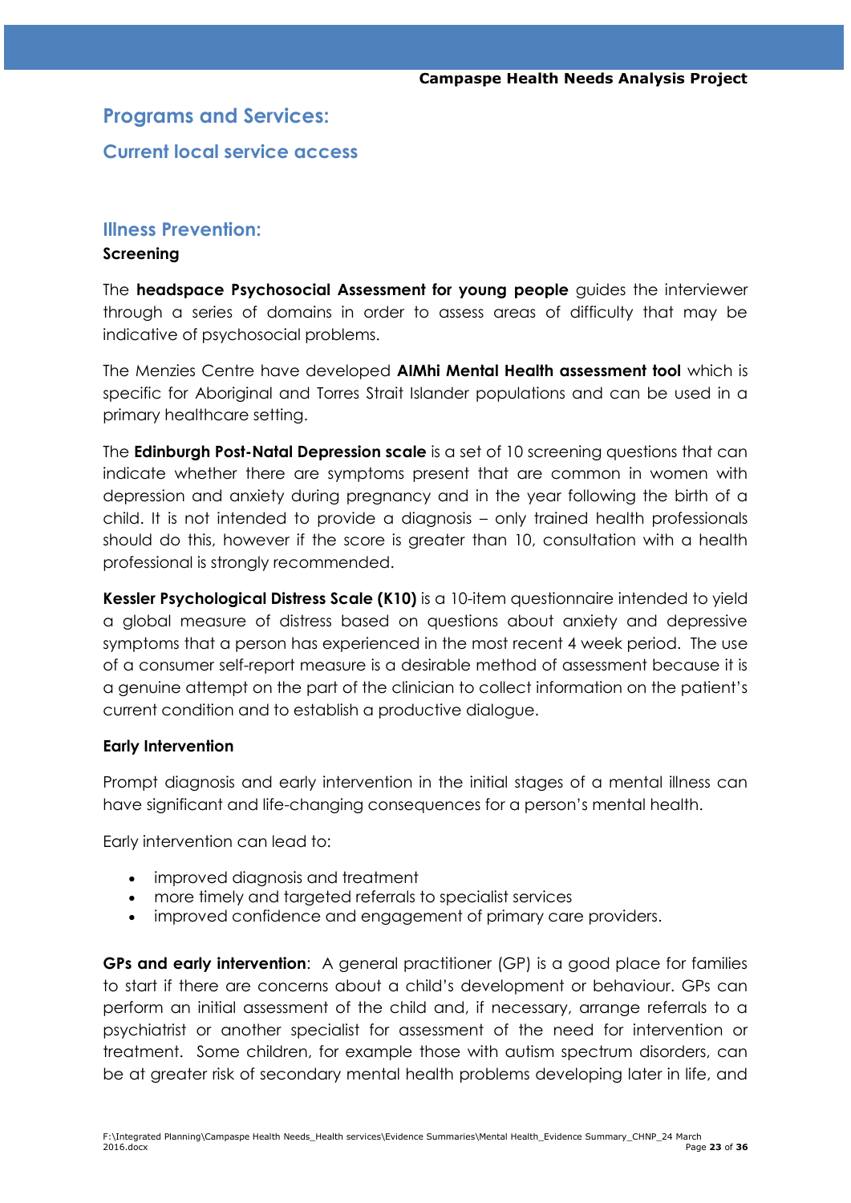## Programs and Services:

### Current local service access

### Illness Prevention:

**Screening**

The **headspace Psychosocial Assessment for young people** guides the interviewer through a series of domains in order to assess areas of difficulty that may be indicative of psychosocial problems.

The Menzies Centre have developed **AIMhi Mental Health assessment tool** which is specific for Aboriginal and Torres Strait Islander populations and can be used in a primary healthcare setting.

The **Edinburgh Post-Natal Depression scale** is a set of 10 screening questions that can indicate whether there are symptoms present that are common in women with depression and anxiety during pregnancy and in the year following the birth of a child. It is not intended to provide a diagnosis – only trained health professionals should do this, however if the score is greater than 10, consultation with a health professional is strongly recommended.

**Kessler Psychological Distress Scale (K10)** is a 10-item questionnaire intended to yield a global measure of distress based on questions about anxiety and depressive symptoms that a person has experienced in the most recent 4 week period. The use of a consumer self-report measure is a desirable method of assessment because it is a genuine attempt on the part of the clinician to collect information on the patient's current condition and to establish a productive dialogue.

**Early Intervention**

Prompt diagnosis and early intervention in the initial stages of a mental illness can have significant and life-changing consequences for a person's mental health.

Early intervention can lead to:

- improved diagnosis and treatment
- more timely and targeted referrals to specialist services
- improved confidence and engagement of primary care providers.

**GPs and early intervention**: A general practitioner (GP) is a good place for families to start if there are concerns about a child's development or behaviour. GPs can perform an initial assessment of the child and, if necessary, arrange referrals to a psychiatrist or another specialist for assessment of the need for intervention or treatment. Some children, for example those with autism spectrum disorders, can be at greater risk of secondary mental health problems developing later in life, and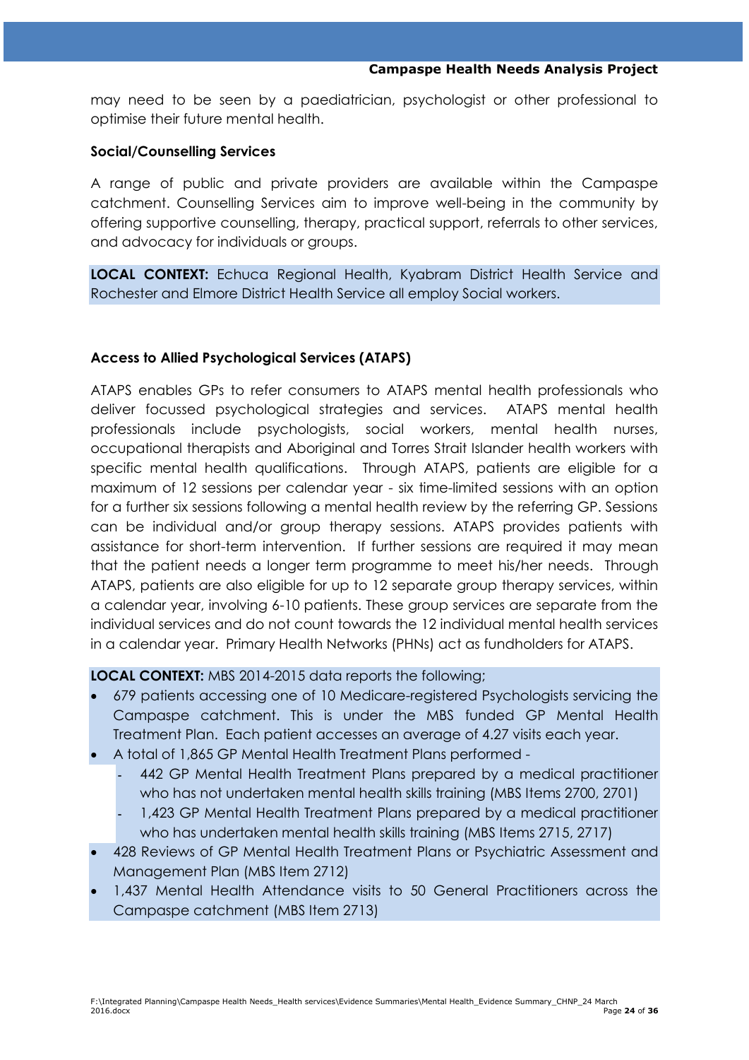may need to be seen by a paediatrician, psychologist or other professional to optimise their future mental health.

### Social/Counselling Services

A range of public and private providers are available within the Campaspe catchment. Counselling Services aim to improve well-being in the community by offering supportive counselling, therapy, practical support, referrals to other services, and advocacy for individuals or groups.

**LOCAL CONTEXT:** Echuca Regional Health, Kyabram District Health Service and Rochester and Elmore District Health Service all employ Social workers.

### Access to Allied Psychological Services (ATAPS)

ATAPS enables GPs to refer consumers to ATAPS mental health professionals who deliver focussed psychological strategies and services. ATAPS mental health professionals include psychologists, social workers, mental health nurses, occupational therapists and Aboriginal and Torres Strait Islander health workers with specific mental health qualifications. Through ATAPS, patients are eligible for a maximum of 12 sessions per calendar year - six time-limited sessions with an option for a further six sessions following a mental health review by the referring GP. Sessions can be individual and/or group therapy sessions. ATAPS provides patients with assistance for short-term intervention. If further sessions are required it may mean that the patient needs a longer term programme to meet his/her needs. Through ATAPS, patients are also eligible for up to 12 separate group therapy services, within a calendar year, involving 6-10 patients. These group services are separate from the individual services and do not count towards the 12 individual mental health services in a calendar year. Primary Health Networks (PHNs) act as fundholders for ATAPS.

**LOCAL CONTEXT:** MBS 2014-2015 data reports the following;

- 679 patients accessing one of 10 Medicare-registered Psychologists servicing the Campaspe catchment. This is under the MBS funded GP Mental Health Treatment Plan. Each patient accesses an average of 4.27 visits each year.
- A total of 1,865 GP Mental Health Treatment Plans performed -
  - 442 GP Mental Health Treatment Plans prepared by a medical practitioner who has not undertaken mental health skills training (MBS Items 2700, 2701)
  - 1,423 GP Mental Health Treatment Plans prepared by a medical practitioner who has undertaken mental health skills training (MBS Items 2715, 2717)
- 428 Reviews of GP Mental Health Treatment Plans or Psychiatric Assessment and Management Plan (MBS Item 2712)
- 1,437 Mental Health Attendance visits to 50 General Practitioners across the Campaspe catchment (MBS Item 2713)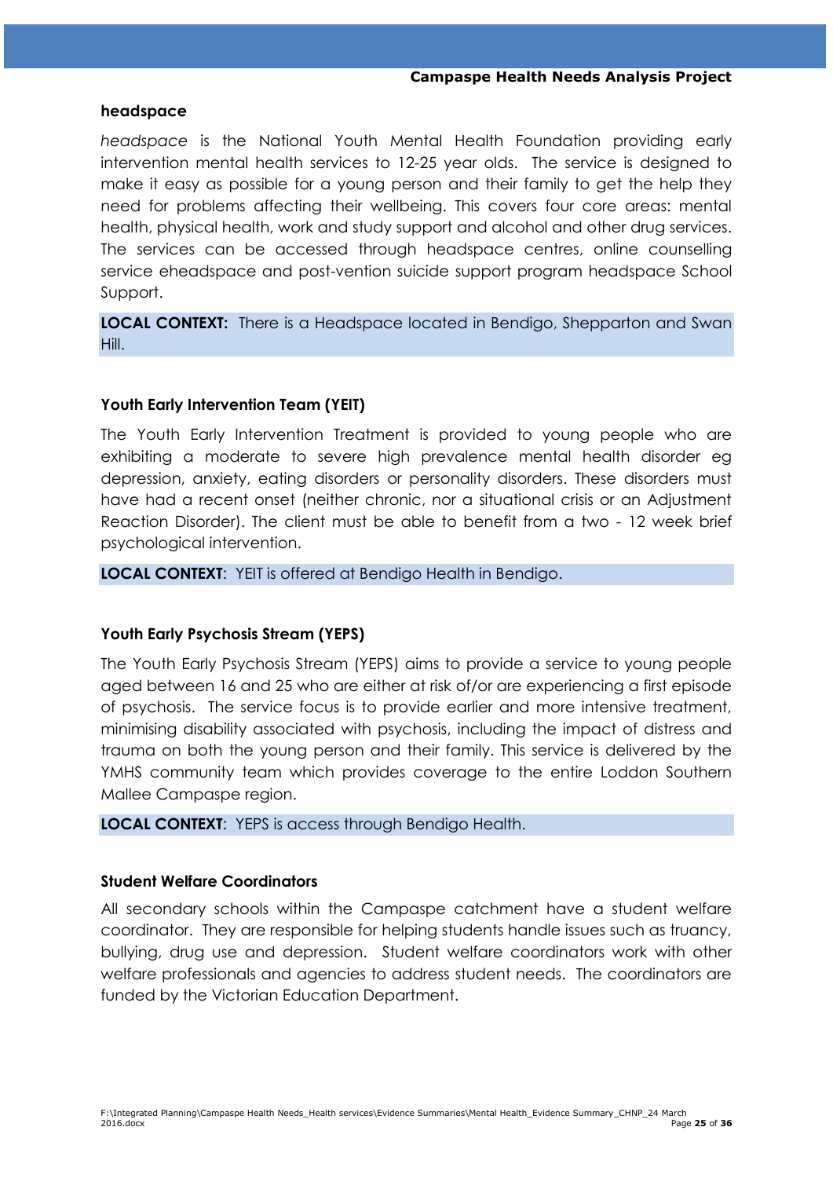### headspace

*headspace* is the National Youth Mental Health Foundation providing early intervention mental health services to 12-25 year olds. The service is designed to make it easy as possible for a young person and their family to get the help they need for problems affecting their wellbeing. This covers four core areas: mental health, physical health, work and study support and alcohol and other drug services. The services can be accessed through headspace centres, online counselling service eheadspace and post-vention suicide support program headspace School Support.

**LOCAL CONTEXT:** There is a Headspace located in Bendigo, Shepparton and Swan Hill.

### Youth Early Intervention Team (YEIT)

The Youth Early Intervention Treatment is provided to young people who are exhibiting a moderate to severe high prevalence mental health disorder eg depression, anxiety, eating disorders or personality disorders. These disorders must have had a recent onset (neither chronic, nor a situational crisis or an Adjustment Reaction Disorder). The client must be able to benefit from a two - 12 week brief psychological intervention.

**LOCAL CONTEXT**: YEIT is offered at Bendigo Health in Bendigo.

### Youth Early Psychosis Stream (YEPS)

The Youth Early Psychosis Stream (YEPS) aims to provide a service to young people aged between 16 and 25 who are either at risk of/or are experiencing a first episode of psychosis. The service focus is to provide earlier and more intensive treatment, minimising disability associated with psychosis, including the impact of distress and trauma on both the young person and their family. This service is delivered by the YMHS community team which provides coverage to the entire Loddon Southern Mallee Campaspe region.

**LOCAL CONTEXT**: YEPS is access through Bendigo Health.

### Student Welfare Coordinators

All secondary schools within the Campaspe catchment have a student welfare coordinator. They are responsible for helping students handle issues such as truancy, bullying, drug use and depression. Student welfare coordinators work with other welfare professionals and agencies to address student needs. The coordinators are funded by the Victorian Education Department.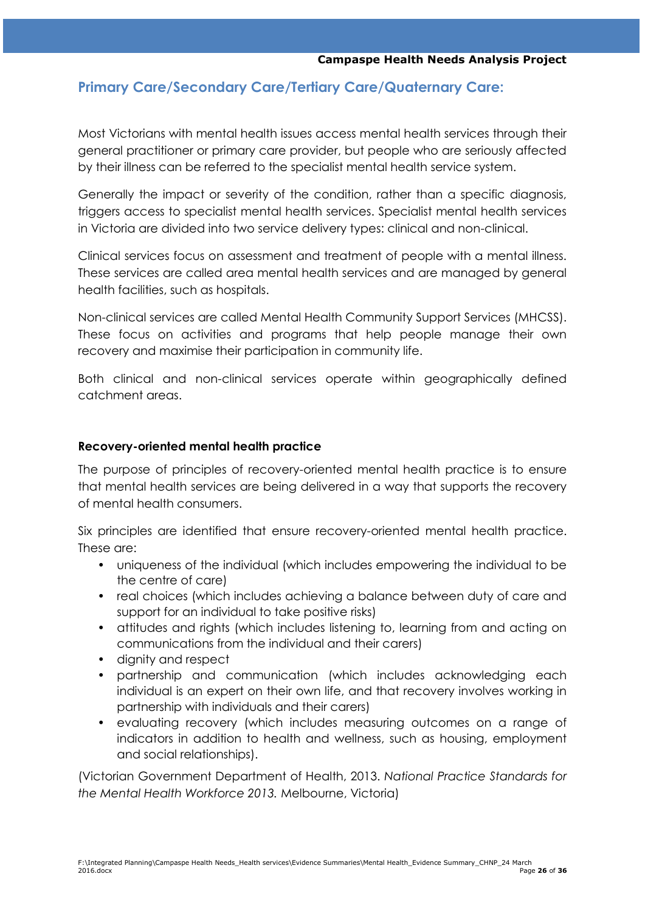## Primary Care/Secondary Care/Tertiary Care/Quaternary Care:

Most Victorians with mental health issues access mental health services through their general practitioner or primary care provider, but people who are seriously affected by their illness can be referred to the specialist mental health service system.

Generally the impact or severity of the condition, rather than a specific diagnosis, triggers access to specialist mental health services. Specialist mental health services in Victoria are divided into two service delivery types: clinical and non-clinical.

Clinical services focus on assessment and treatment of people with a mental illness. These services are called area mental health services and are managed by general health facilities, such as hospitals.

Non-clinical services are called Mental Health Community Support Services (MHCSS). These focus on activities and programs that help people manage their own recovery and maximise their participation in community life.

Both clinical and non-clinical services operate within geographically defined catchment areas.

### Recovery-oriented mental health practice

The purpose of principles of recovery-oriented mental health practice is to ensure that mental health services are being delivered in a way that supports the recovery of mental health consumers.

Six principles are identified that ensure recovery-oriented mental health practice. These are:

- uniqueness of the individual (which includes empowering the individual to be the centre of care)
- real choices (which includes achieving a balance between duty of care and support for an individual to take positive risks)
- attitudes and rights (which includes listening to, learning from and acting on communications from the individual and their carers)
- dignity and respect
- partnership and communication (which includes acknowledging each individual is an expert on their own life, and that recovery involves working in partnership with individuals and their carers)
- evaluating recovery (which includes measuring outcomes on a range of indicators in addition to health and wellness, such as housing, employment and social relationships).

(Victorian Government Department of Health, 2013. *National Practice Standards for the Mental Health Workforce 2013.* Melbourne, Victoria)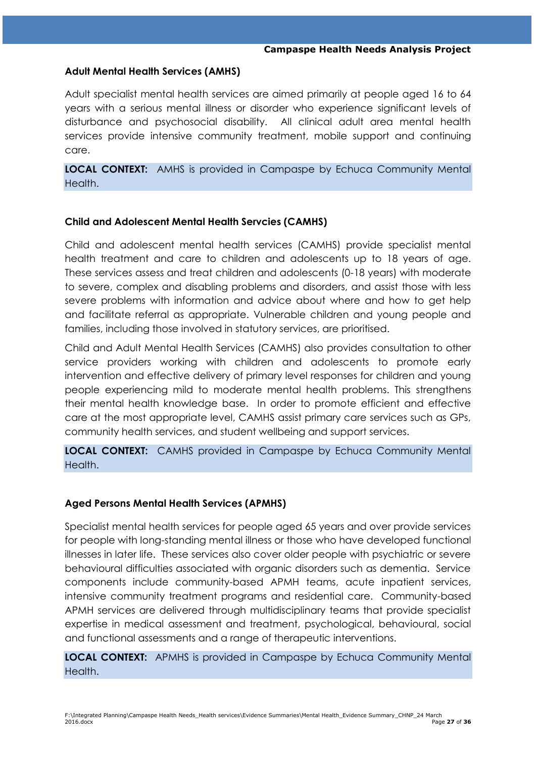### Adult Mental Health Services (AMHS)

Adult specialist mental health services are aimed primarily at people aged 16 to 64 years with a serious mental illness or disorder who experience significant levels of disturbance and psychosocial disability. All clinical adult area mental health services provide intensive community treatment, mobile support and continuing care.

**LOCAL CONTEXT:** AMHS is provided in Campaspe by Echuca Community Mental Health.

### Child and Adolescent Mental Health Servcies (CAMHS)

Child and adolescent mental health services (CAMHS) provide specialist mental health treatment and care to children and adolescents up to 18 years of age. These services assess and treat children and adolescents (0-18 years) with moderate to severe, complex and disabling problems and disorders, and assist those with less severe problems with information and advice about where and how to get help and facilitate referral as appropriate. Vulnerable children and young people and families, including those involved in statutory services, are prioritised.

Child and Adult Mental Health Services (CAMHS) also provides consultation to other service providers working with children and adolescents to promote early intervention and effective delivery of primary level responses for children and young people experiencing mild to moderate mental health problems. This strengthens their mental health knowledge base. In order to promote efficient and effective care at the most appropriate level, CAMHS assist primary care services such as GPs, community health services, and student wellbeing and support services.

**LOCAL CONTEXT:** CAMHS provided in Campaspe by Echuca Community Mental Health.

### Aged Persons Mental Health Services (APMHS)

Specialist mental health services for people aged 65 years and over provide services for people with long-standing mental illness or those who have developed functional illnesses in later life. These services also cover older people with psychiatric or severe behavioural difficulties associated with organic disorders such as dementia. Service components include community-based APMH teams, acute inpatient services, intensive community treatment programs and residential care. Community-based APMH services are delivered through multidisciplinary teams that provide specialist expertise in medical assessment and treatment, psychological, behavioural, social and functional assessments and a range of therapeutic interventions.

**LOCAL CONTEXT:** APMHS is provided in Campaspe by Echuca Community Mental Health.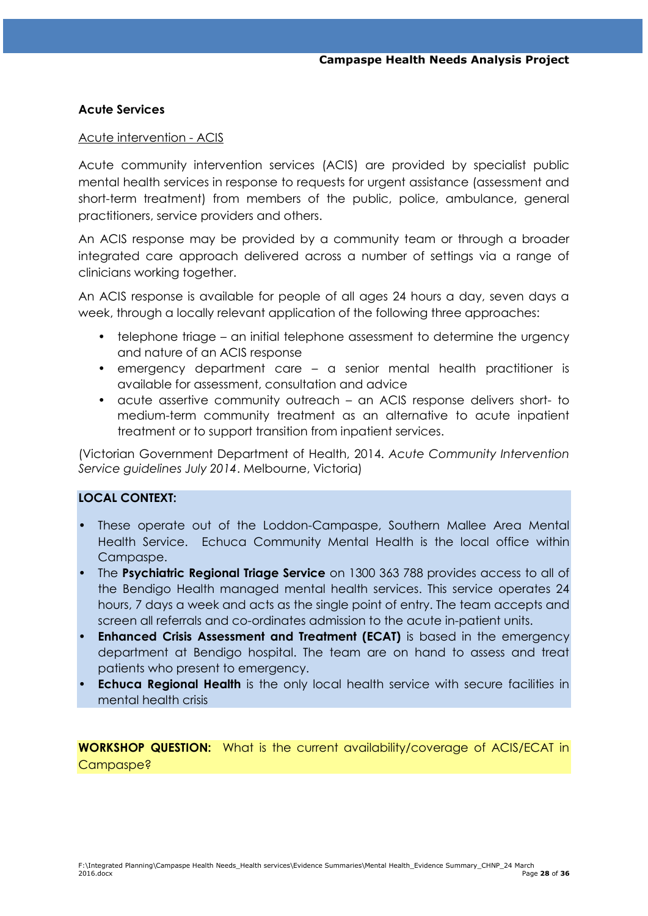## Acute Services

### Acute intervention - ACIS

Acute community intervention services (ACIS) are provided by specialist public mental health services in response to requests for urgent assistance (assessment and short-term treatment) from members of the public, police, ambulance, general practitioners, service providers and others.

An ACIS response may be provided by a community team or through a broader integrated care approach delivered across a number of settings via a range of clinicians working together.

An ACIS response is available for people of all ages 24 hours a day, seven days a week, through a locally relevant application of the following three approaches:

- telephone triage – an initial telephone assessment to determine the urgency and nature of an ACIS response
- emergency department care – a senior mental health practitioner is available for assessment, consultation and advice
- acute assertive community outreach – an ACIS response delivers short- to medium-term community treatment as an alternative to acute inpatient treatment or to support transition from inpatient services.

(Victorian Government Department of Health, 2014. *Acute Community Intervention Service guidelines July 2014*. Melbourne, Victoria)

**LOCAL CONTEXT:**

- These operate out of the Loddon-Campaspe, Southern Mallee Area Mental Health Service. Echuca Community Mental Health is the local office within Campaspe.
- The **Psychiatric Regional Triage Service** on 1300 363 788 provides access to all of the Bendigo Health managed mental health services. This service operates 24 hours, 7 days a week and acts as the single point of entry. The team accepts and screen all referrals and co-ordinates admission to the acute in-patient units.
- **Enhanced Crisis Assessment and Treatment (ECAT)** is based in the emergency department at Bendigo hospital. The team are on hand to assess and treat patients who present to emergency.
- **Echuca Regional Health** is the only local health service with secure facilities in mental health crisis

**WORKSHOP QUESTION:** What is the current availability/coverage of ACIS/ECAT in Campaspe?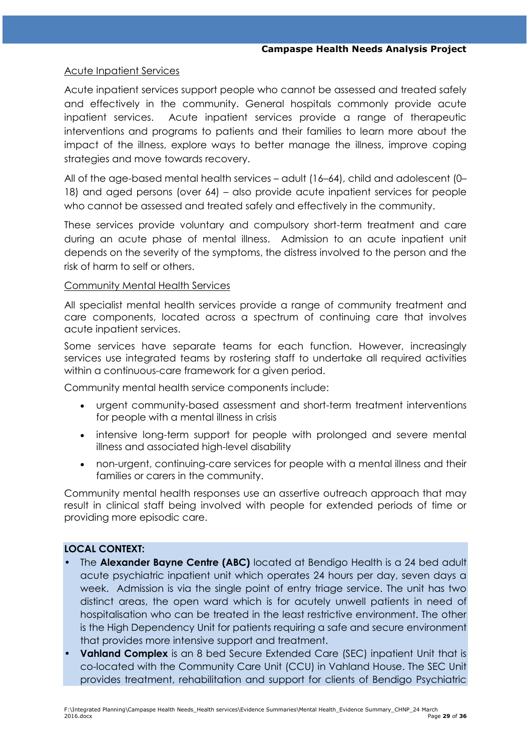Acute Inpatient Services

Acute inpatient services support people who cannot be assessed and treated safely and effectively in the community. General hospitals commonly provide acute inpatient services. Acute inpatient services provide a range of therapeutic interventions and programs to patients and their families to learn more about the impact of the illness, explore ways to better manage the illness, improve coping strategies and move towards recovery.

All of the age-based mental health services – adult (16–64), child and adolescent (0–18) and aged persons (over 64) – also provide acute inpatient services for people who cannot be assessed and treated safely and effectively in the community.

These services provide voluntary and compulsory short-term treatment and care during an acute phase of mental illness. Admission to an acute inpatient unit depends on the severity of the symptoms, the distress involved to the person and the risk of harm to self or others.

Community Mental Health Services

All specialist mental health services provide a range of community treatment and care components, located across a spectrum of continuing care that involves acute inpatient services.

Some services have separate teams for each function. However, increasingly services use integrated teams by rostering staff to undertake all required activities within a continuous-care framework for a given period.

Community mental health service components include:

- urgent community-based assessment and short-term treatment interventions for people with a mental illness in crisis
- intensive long-term support for people with prolonged and severe mental illness and associated high-level disability
- non-urgent, continuing-care services for people with a mental illness and their families or carers in the community.

Community mental health responses use an assertive outreach approach that may result in clinical staff being involved with people for extended periods of time or providing more episodic care.

**LOCAL CONTEXT:**

- The **Alexander Bayne Centre (ABC)** located at Bendigo Health is a 24 bed adult acute psychiatric inpatient unit which operates 24 hours per day, seven days a week. Admission is via the single point of entry triage service. The unit has two distinct areas, the open ward which is for acutely unwell patients in need of hospitalisation who can be treated in the least restrictive environment. The other is the High Dependency Unit for patients requiring a safe and secure environment that provides more intensive support and treatment.
- **Vahland Complex** is an 8 bed Secure Extended Care (SEC) inpatient Unit that is co-located with the Community Care Unit (CCU) in Vahland House. The SEC Unit provides treatment, rehabilitation and support for clients of Bendigo Psychiatric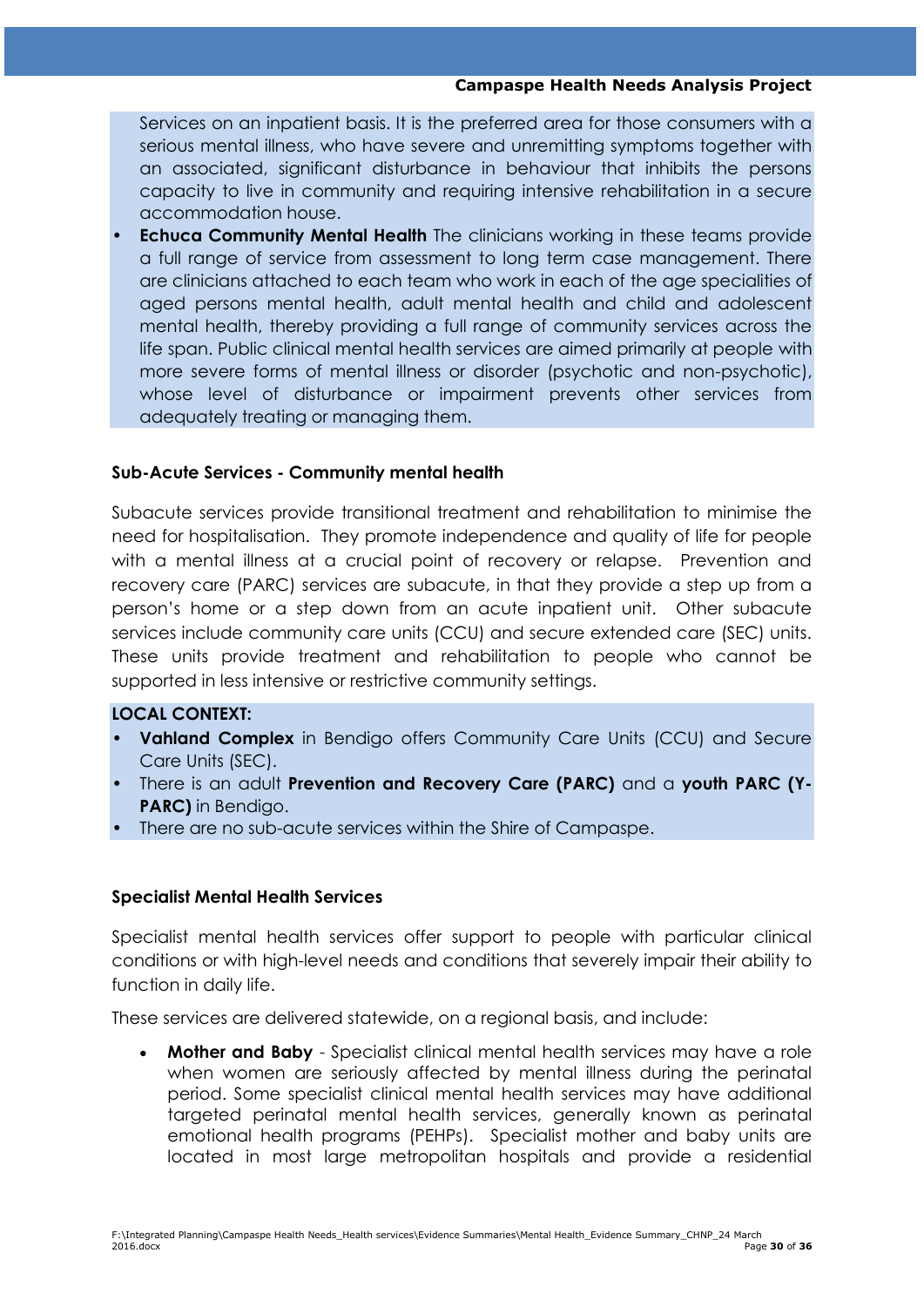Services on an inpatient basis. It is the preferred area for those consumers with a serious mental illness, who have severe and unremitting symptoms together with an associated, significant disturbance in behaviour that inhibits the persons capacity to live in community and requiring intensive rehabilitation in a secure accommodation house.

- **Echuca Community Mental Health** The clinicians working in these teams provide a full range of service from assessment to long term case management. There are clinicians attached to each team who work in each of the age specialities of aged persons mental health, adult mental health and child and adolescent mental health, thereby providing a full range of community services across the life span. Public clinical mental health services are aimed primarily at people with more severe forms of mental illness or disorder (psychotic and non-psychotic), whose level of disturbance or impairment prevents other services from adequately treating or managing them.

### Sub-Acute Services - Community mental health

Subacute services provide transitional treatment and rehabilitation to minimise the need for hospitalisation. They promote independence and quality of life for people with a mental illness at a crucial point of recovery or relapse. Prevention and recovery care (PARC) services are subacute, in that they provide a step up from a person's home or a step down from an acute inpatient unit. Other subacute services include community care units (CCU) and secure extended care (SEC) units. These units provide treatment and rehabilitation to people who cannot be supported in less intensive or restrictive community settings.

**LOCAL CONTEXT:**

- **Vahland Complex** in Bendigo offers Community Care Units (CCU) and Secure Care Units (SEC).
- There is an adult **Prevention and Recovery Care (PARC)** and a **youth PARC (Y-PARC)** in Bendigo.
- There are no sub-acute services within the Shire of Campaspe.

### Specialist Mental Health Services

Specialist mental health services offer support to people with particular clinical conditions or with high-level needs and conditions that severely impair their ability to function in daily life.

These services are delivered statewide, on a regional basis, and include:

- **Mother and Baby** - Specialist clinical mental health services may have a role when women are seriously affected by mental illness during the perinatal period. Some specialist clinical mental health services may have additional targeted perinatal mental health services, generally known as perinatal emotional health programs (PEHPs). Specialist mother and baby units are located in most large metropolitan hospitals and provide a residential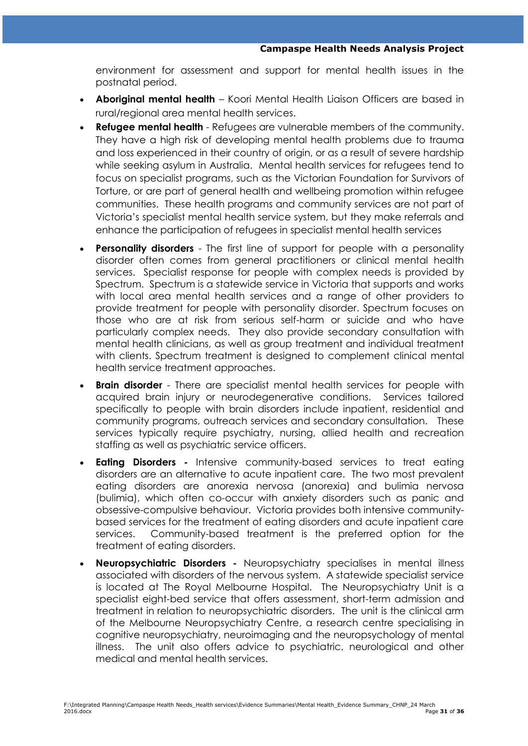environment for assessment and support for mental health issues in the postnatal period.

- **Aboriginal mental health** – Koori Mental Health Liaison Officers are based in rural/regional area mental health services.
- **Refugee mental health** - Refugees are vulnerable members of the community. They have a high risk of developing mental health problems due to trauma and loss experienced in their country of origin, or as a result of severe hardship while seeking asylum in Australia. Mental health services for refugees tend to focus on specialist programs, such as the Victorian Foundation for Survivors of Torture, or are part of general health and wellbeing promotion within refugee communities. These health programs and community services are not part of Victoria's specialist mental health service system, but they make referrals and enhance the participation of refugees in specialist mental health services
- **Personality disorders** - The first line of support for people with a personality disorder often comes from general practitioners or clinical mental health services. Specialist response for people with complex needs is provided by Spectrum. Spectrum is a statewide service in Victoria that supports and works with local area mental health services and a range of other providers to provide treatment for people with personality disorder. Spectrum focuses on those who are at risk from serious self-harm or suicide and who have particularly complex needs. They also provide secondary consultation with mental health clinicians, as well as group treatment and individual treatment with clients. Spectrum treatment is designed to complement clinical mental health service treatment approaches.
- **Brain disorder** - There are specialist mental health services for people with acquired brain injury or neurodegenerative conditions. Services tailored specifically to people with brain disorders include inpatient, residential and community programs, outreach services and secondary consultation. These services typically require psychiatry, nursing, allied health and recreation staffing as well as psychiatric service officers.
- **Eating Disorders -** Intensive community-based services to treat eating disorders are an alternative to acute inpatient care. The two most prevalent eating disorders are anorexia nervosa (anorexia) and bulimia nervosa (bulimia), which often co-occur with anxiety disorders such as panic and obsessive-compulsive behaviour. Victoria provides both intensive community-based services for the treatment of eating disorders and acute inpatient care services. Community-based treatment is the preferred option for the treatment of eating disorders.
- **Neuropsychiatric Disorders -** Neuropsychiatry specialises in mental illness associated with disorders of the nervous system. A statewide specialist service is located at The Royal Melbourne Hospital. The Neuropsychiatry Unit is a specialist eight-bed service that offers assessment, short-term admission and treatment in relation to neuropsychiatric disorders. The unit is the clinical arm of the Melbourne Neuropsychiatry Centre, a research centre specialising in cognitive neuropsychiatry, neuroimaging and the neuropsychology of mental illness. The unit also offers advice to psychiatric, neurological and other medical and mental health services.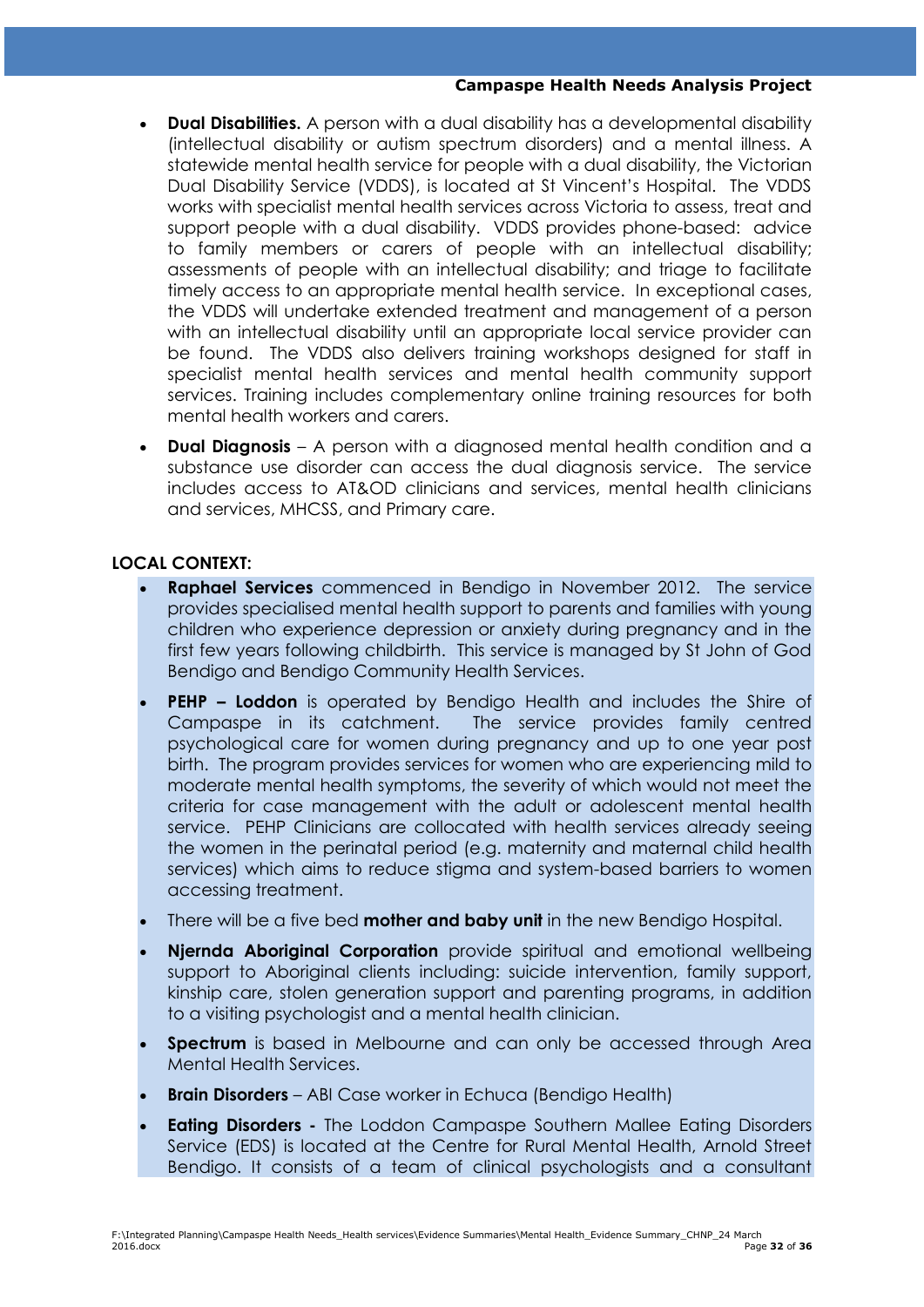- **Dual Disabilities.** A person with a dual disability has a developmental disability (intellectual disability or autism spectrum disorders) and a mental illness. A statewide mental health service for people with a dual disability, the Victorian Dual Disability Service (VDDS), is located at St Vincent's Hospital. The VDDS works with specialist mental health services across Victoria to assess, treat and support people with a dual disability. VDDS provides phone-based: advice to family members or carers of people with an intellectual disability; assessments of people with an intellectual disability; and triage to facilitate timely access to an appropriate mental health service. In exceptional cases, the VDDS will undertake extended treatment and management of a person with an intellectual disability until an appropriate local service provider can be found. The VDDS also delivers training workshops designed for staff in specialist mental health services and mental health community support services. Training includes complementary online training resources for both mental health workers and carers.
- **Dual Diagnosis** – A person with a diagnosed mental health condition and a substance use disorder can access the dual diagnosis service. The service includes access to AT&OD clinicians and services, mental health clinicians and services, MHCSS, and Primary care.

**LOCAL CONTEXT:**

- **Raphael Services** commenced in Bendigo in November 2012. The service provides specialised mental health support to parents and families with young children who experience depression or anxiety during pregnancy and in the first few years following childbirth. This service is managed by St John of God Bendigo and Bendigo Community Health Services.
- **PEHP – Loddon** is operated by Bendigo Health and includes the Shire of Campaspe in its catchment. The service provides family centred psychological care for women during pregnancy and up to one year post birth. The program provides services for women who are experiencing mild to moderate mental health symptoms, the severity of which would not meet the criteria for case management with the adult or adolescent mental health service. PEHP Clinicians are collocated with health services already seeing the women in the perinatal period (e.g. maternity and maternal child health services) which aims to reduce stigma and system-based barriers to women accessing treatment.
- There will be a five bed **mother and baby unit** in the new Bendigo Hospital.
- **Njernda Aboriginal Corporation** provide spiritual and emotional wellbeing support to Aboriginal clients including: suicide intervention, family support, kinship care, stolen generation support and parenting programs, in addition to a visiting psychologist and a mental health clinician.
- **Spectrum** is based in Melbourne and can only be accessed through Area Mental Health Services.
- **Brain Disorders** – ABI Case worker in Echuca (Bendigo Health)
- **Eating Disorders -** The Loddon Campaspe Southern Mallee Eating Disorders Service (EDS) is located at the Centre for Rural Mental Health, Arnold Street Bendigo. It consists of a team of clinical psychologists and a consultant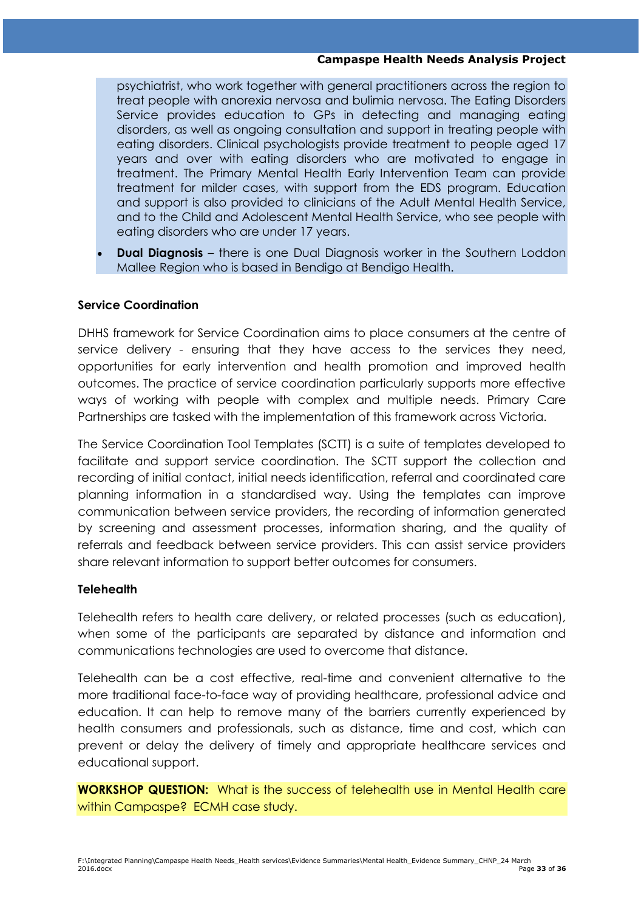psychiatrist, who work together with general practitioners across the region to treat people with anorexia nervosa and bulimia nervosa. The Eating Disorders Service provides education to GPs in detecting and managing eating disorders, as well as ongoing consultation and support in treating people with eating disorders. Clinical psychologists provide treatment to people aged 17 years and over with eating disorders who are motivated to engage in treatment. The Primary Mental Health Early Intervention Team can provide treatment for milder cases, with support from the EDS program. Education and support is also provided to clinicians of the Adult Mental Health Service, and to the Child and Adolescent Mental Health Service, who see people with eating disorders who are under 17 years.

- **Dual Diagnosis** – there is one Dual Diagnosis worker in the Southern Loddon Mallee Region who is based in Bendigo at Bendigo Health.

### Service Coordination

DHHS framework for Service Coordination aims to place consumers at the centre of service delivery - ensuring that they have access to the services they need, opportunities for early intervention and health promotion and improved health outcomes. The practice of service coordination particularly supports more effective ways of working with people with complex and multiple needs. Primary Care Partnerships are tasked with the implementation of this framework across Victoria.

The Service Coordination Tool Templates (SCTT) is a suite of templates developed to facilitate and support service coordination. The SCTT support the collection and recording of initial contact, initial needs identification, referral and coordinated care planning information in a standardised way. Using the templates can improve communication between service providers, the recording of information generated by screening and assessment processes, information sharing, and the quality of referrals and feedback between service providers. This can assist service providers share relevant information to support better outcomes for consumers.

### Telehealth

Telehealth refers to health care delivery, or related processes (such as education), when some of the participants are separated by distance and information and communications technologies are used to overcome that distance.

Telehealth can be a cost effective, real-time and convenient alternative to the more traditional face-to-face way of providing healthcare, professional advice and education. It can help to remove many of the barriers currently experienced by health consumers and professionals, such as distance, time and cost, which can prevent or delay the delivery of timely and appropriate healthcare services and educational support.

**WORKSHOP QUESTION:** What is the success of telehealth use in Mental Health care within Campaspe? ECMH case study.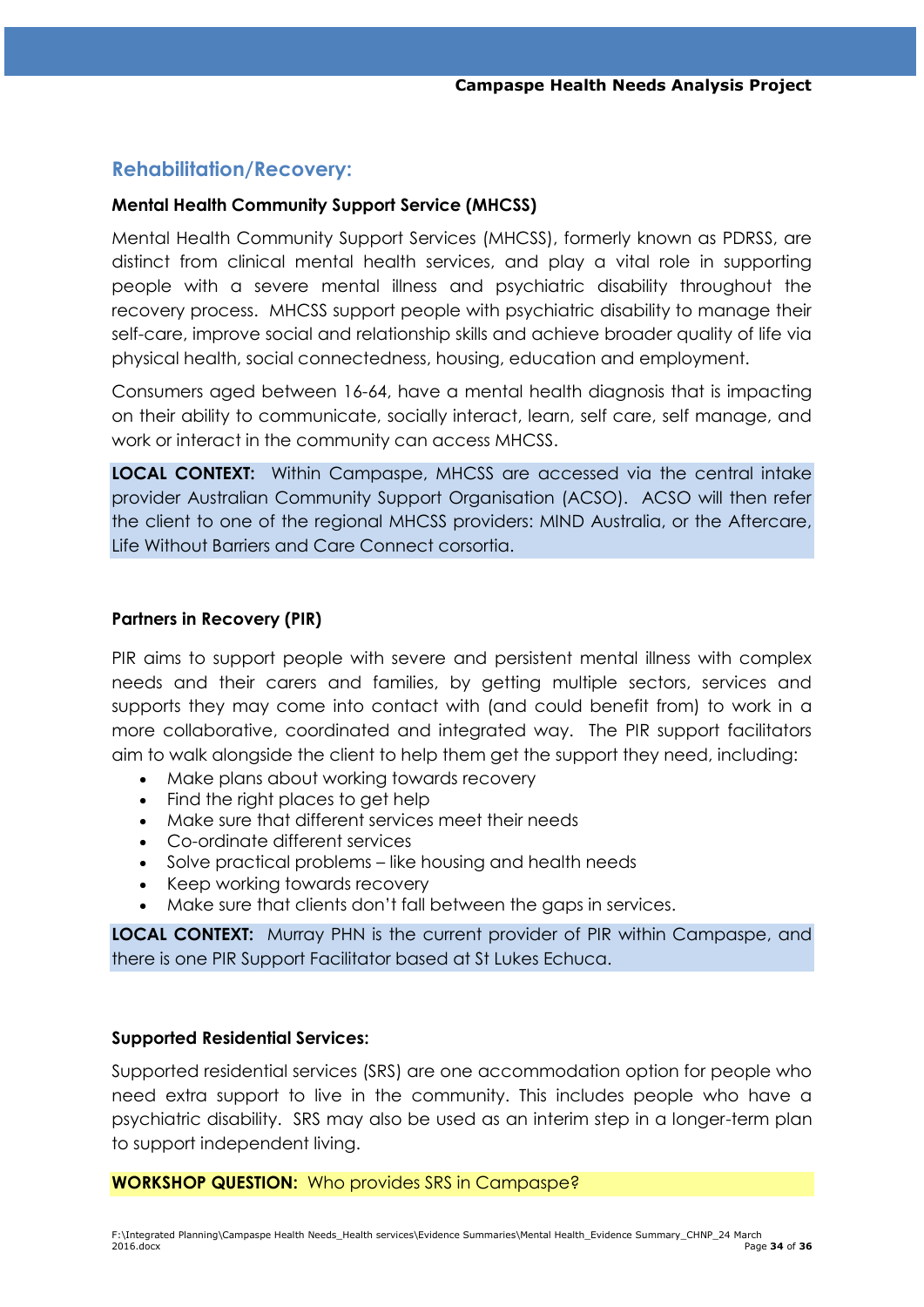## Rehabilitation/Recovery:

### Mental Health Community Support Service (MHCSS)

Mental Health Community Support Services (MHCSS), formerly known as PDRSS, are distinct from clinical mental health services, and play a vital role in supporting people with a severe mental illness and psychiatric disability throughout the recovery process. MHCSS support people with psychiatric disability to manage their self-care, improve social and relationship skills and achieve broader quality of life via physical health, social connectedness, housing, education and employment.

Consumers aged between 16-64, have a mental health diagnosis that is impacting on their ability to communicate, socially interact, learn, self care, self manage, and work or interact in the community can access MHCSS.

**LOCAL CONTEXT:** Within Campaspe, MHCSS are accessed via the central intake provider Australian Community Support Organisation (ACSO). ACSO will then refer the client to one of the regional MHCSS providers: MIND Australia, or the Aftercare, Life Without Barriers and Care Connect corsortia.

### Partners in Recovery (PIR)

PIR aims to support people with severe and persistent mental illness with complex needs and their carers and families, by getting multiple sectors, services and supports they may come into contact with (and could benefit from) to work in a more collaborative, coordinated and integrated way. The PIR support facilitators aim to walk alongside the client to help them get the support they need, including:

- Make plans about working towards recovery
- Find the right places to get help
- Make sure that different services meet their needs
- Co-ordinate different services
- Solve practical problems – like housing and health needs
- Keep working towards recovery
- Make sure that clients don't fall between the gaps in services.

**LOCAL CONTEXT:** Murray PHN is the current provider of PIR within Campaspe, and there is one PIR Support Facilitator based at St Lukes Echuca.

### Supported Residential Services:

Supported residential services (SRS) are one accommodation option for people who need extra support to live in the community. This includes people who have a psychiatric disability. SRS may also be used as an interim step in a longer-term plan to support independent living.

**WORKSHOP QUESTION:** Who provides SRS in Campaspe?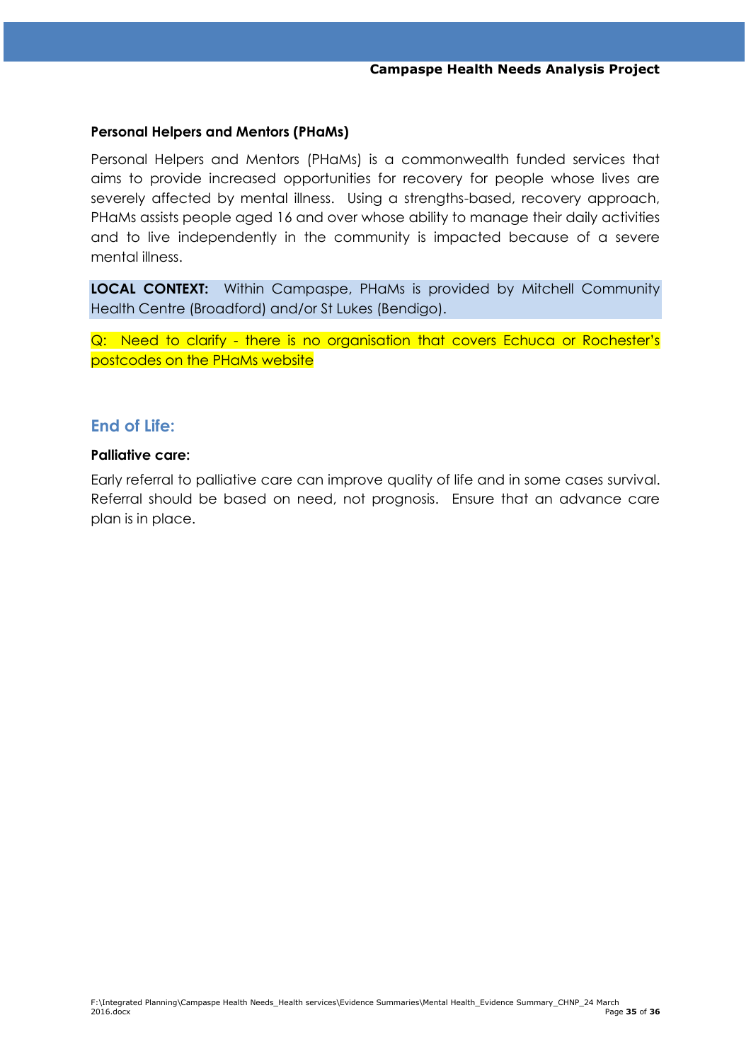**Personal Helpers and Mentors (PHaMs)**

Personal Helpers and Mentors (PHaMs) is a commonwealth funded services that aims to provide increased opportunities for recovery for people whose lives are severely affected by mental illness. Using a strengths-based, recovery approach, PHaMs assists people aged 16 and over whose ability to manage their daily activities and to live independently in the community is impacted because of a severe mental illness.

**LOCAL CONTEXT:** Within Campaspe, PHaMs is provided by Mitchell Community Health Centre (Broadford) and/or St Lukes (Bendigo).

Q: Need to clarify - there is no organisation that covers Echuca or Rochester's postcodes on the PHaMs website

## End of Life:

**Palliative care:**

Early referral to palliative care can improve quality of life and in some cases survival. Referral should be based on need, not prognosis. Ensure that an advance care plan is in place.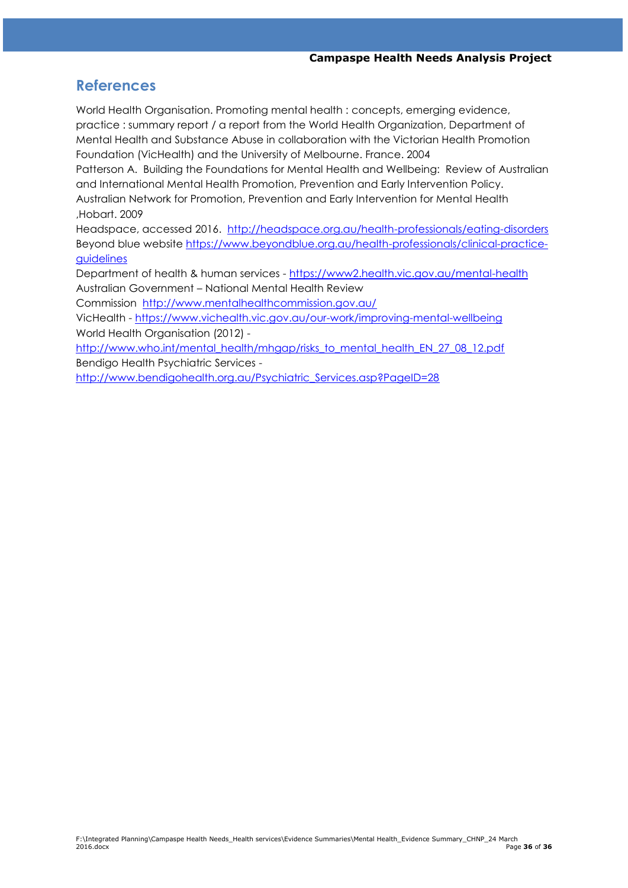## References

World Health Organisation. Promoting mental health : concepts, emerging evidence, practice : summary report / a report from the World Health Organization, Department of Mental Health and Substance Abuse in collaboration with the Victorian Health Promotion Foundation (VicHealth) and the University of Melbourne. France. 2004

Patterson A. Building the Foundations for Mental Health and Wellbeing: Review of Australian and International Mental Health Promotion, Prevention and Early Intervention Policy. Australian Network for Promotion, Prevention and Early Intervention for Mental Health ,Hobart. 2009

Headspace, accessed 2016. http://headspace.org.au/health-professionals/eating-disorders

Beyond blue website https://www.beyondblue.org.au/health-professionals/clinical-practice-guidelines

Department of health & human services - https://www2.health.vic.gov.au/mental-health

Australian Government – National Mental Health Review Commission http://www.mentalhealthcommission.gov.au/

VicHealth - https://www.vichealth.vic.gov.au/our-work/improving-mental-wellbeing

World Health Organisation (2012) - http://www.who.int/mental_health/mhgap/risks_to_mental_health_EN_27_08_12.pdf

Bendigo Health Psychiatric Services - http://www.bendigohealth.org.au/Psychiatric_Services.asp?PageID=28